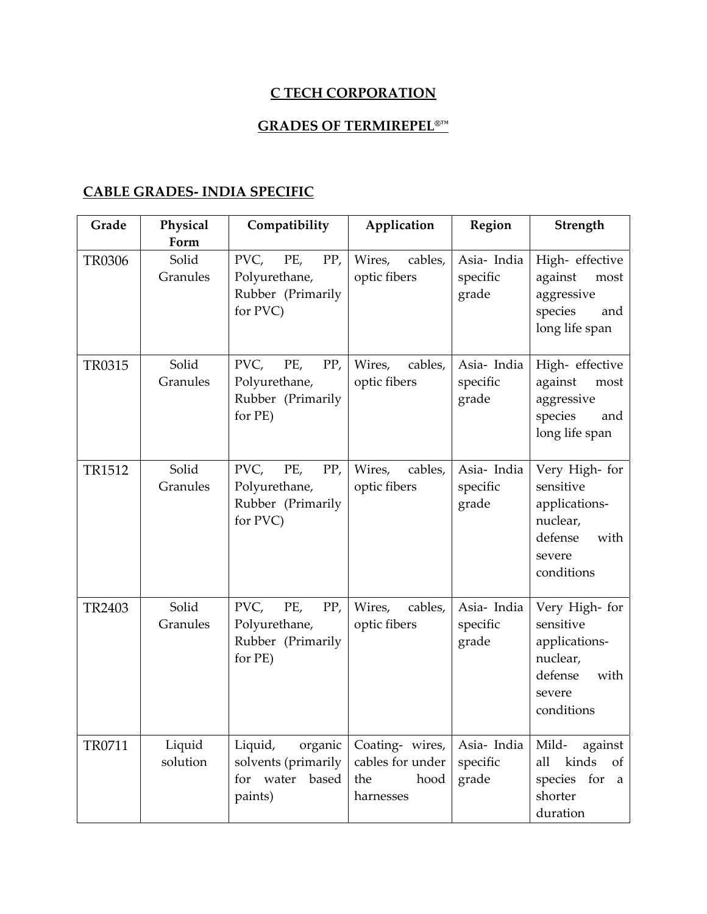# C TECH CORPORATION

## GRADES OF TERMIREPEL®™

### CABLE GRADES- INDIA SPECIFIC

| Grade | Physical Form | Compatibility | Application | Region | Strength |
|---|---|---|---|---|---|
| TR0306 | Solid Granules | PVC, PE, PP, Polyurethane, Rubber (Primarily for PVC) | Wires, cables, optic fibers | Asia- India specific grade | High- effective against most aggressive species and long life span |
| TR0315 | Solid Granules | PVC, PE, PP, Polyurethane, Rubber (Primarily for PE) | Wires, cables, optic fibers | Asia- India specific grade | High- effective against most aggressive species and long life span |
| TR1512 | Solid Granules | PVC, PE, PP, Polyurethane, Rubber (Primarily for PVC) | Wires, cables, optic fibers | Asia- India specific grade | Very High- for sensitive applications- nuclear, defense with severe conditions |
| TR2403 | Solid Granules | PVC, PE, PP, Polyurethane, Rubber (Primarily for PE) | Wires, cables, optic fibers | Asia- India specific grade | Very High- for sensitive applications- nuclear, defense with severe conditions |
| TR0711 | Liquid solution | Liquid, organic solvents (primarily for water based paints) | Coating- wires, cables for under the hood harnesses | Asia- India specific grade | Mild- against all kinds of species for a shorter duration |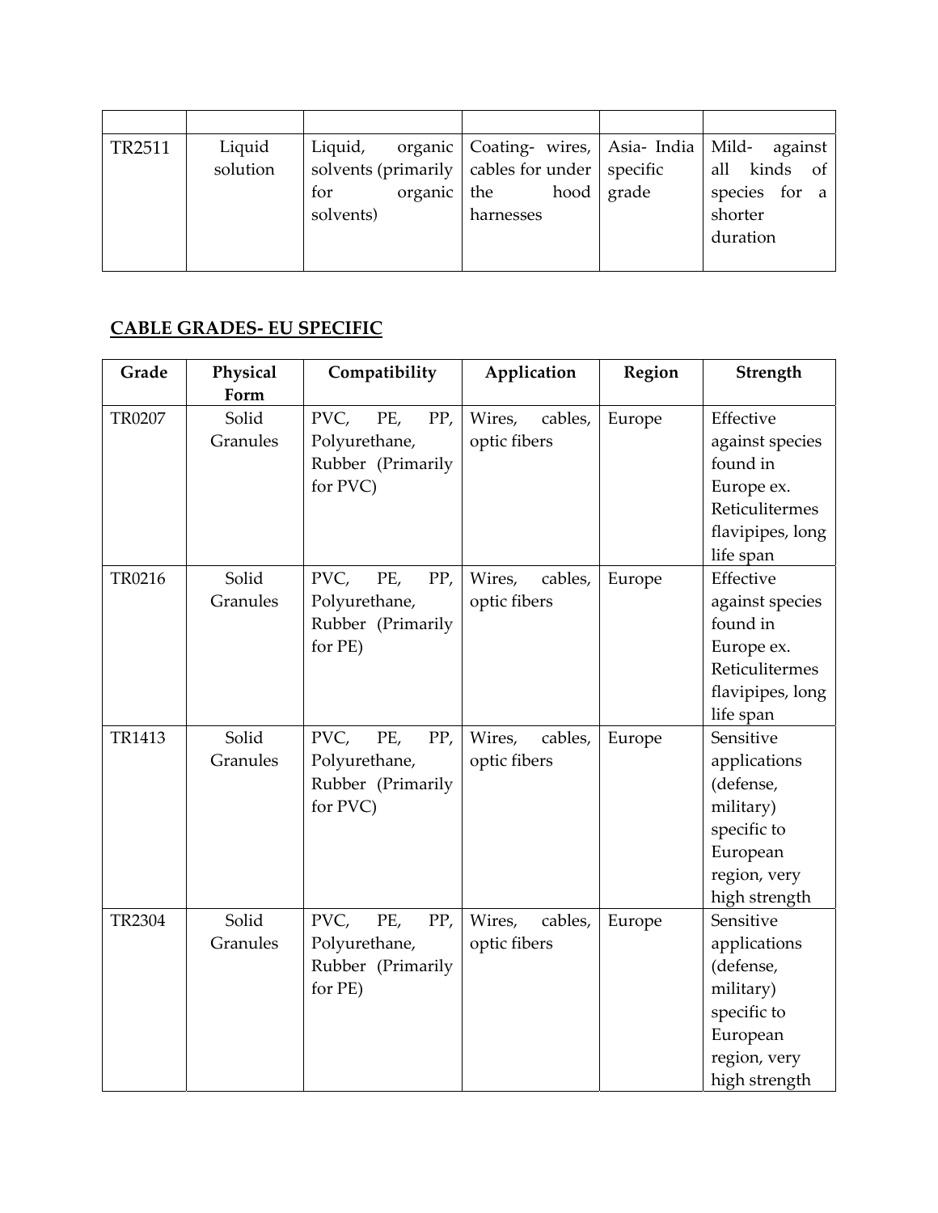| | | | | | |
|---|---|---|---|---|---|
| TR2511 | Liquid solution | Liquid, organic solvents (primarily for organic solvents) | Coating- wires, cables for under the hood harnesses | Asia- India specific grade | Mild- against all kinds of species for a shorter duration |

## CABLE GRADES- EU SPECIFIC

| Grade | Physical Form | Compatibility | Application | Region | Strength |
|---|---|---|---|---|---|
| TR0207 | Solid Granules | PVC, PE, PP, Polyurethane, Rubber (Primarily for PVC) | Wires, cables, optic fibers | Europe | Effective against species found in Europe ex. Reticulitermes flavipipes, long life span |
| TR0216 | Solid Granules | PVC, PE, PP, Polyurethane, Rubber (Primarily for PE) | Wires, cables, optic fibers | Europe | Effective against species found in Europe ex. Reticulitermes flavipipes, long life span |
| TR1413 | Solid Granules | PVC, PE, PP, Polyurethane, Rubber (Primarily for PVC) | Wires, cables, optic fibers | Europe | Sensitive applications (defense, military) specific to European region, very high strength |
| TR2304 | Solid Granules | PVC, PE, PP, Polyurethane, Rubber (Primarily for PE) | Wires, cables, optic fibers | Europe | Sensitive applications (defense, military) specific to European region, very high strength |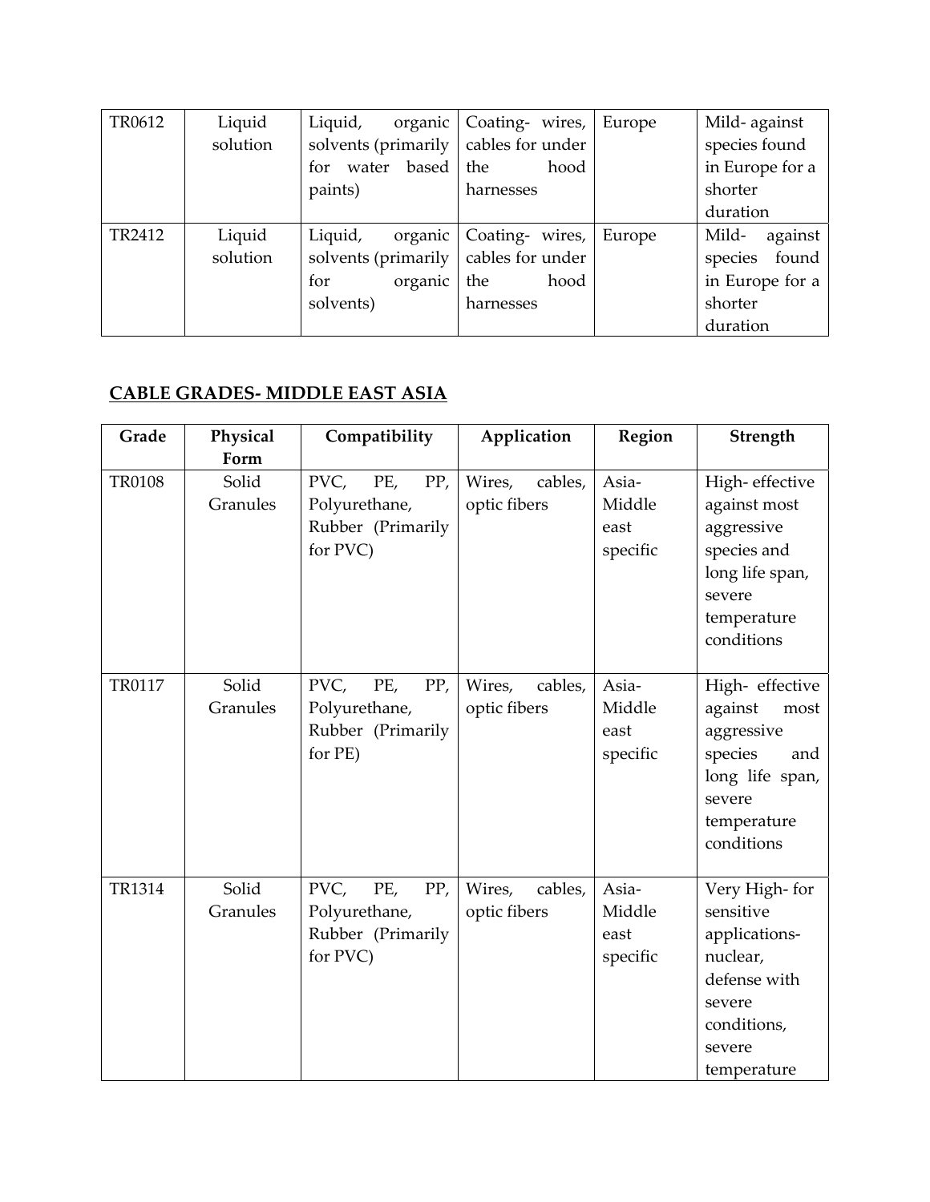| TR0612 | Liquid solution | Liquid, organic solvents (primarily for water based paints) | Coating- wires, cables for under the hood harnesses | Europe | Mild- against species found in Europe for a shorter duration |
|---|---|---|---|---|---|
| TR2412 | Liquid solution | Liquid, organic solvents (primarily for organic solvents) | Coating- wires, cables for under the hood harnesses | Europe | Mild- against species found in Europe for a shorter duration |

## CABLE GRADES- MIDDLE EAST ASIA

| Grade | Physical Form | Compatibility | Application | Region | Strength |
|---|---|---|---|---|---|
| TR0108 | Solid Granules | PVC, PE, PP, Polyurethane, Rubber (Primarily for PVC) | Wires, cables, optic fibers | Asia- Middle east specific | High- effective against most aggressive species and long life span, severe temperature conditions |
| TR0117 | Solid Granules | PVC, PE, PP, Polyurethane, Rubber (Primarily for PE) | Wires, cables, optic fibers | Asia- Middle east specific | High- effective against most aggressive species and long life span, severe temperature conditions |
| TR1314 | Solid Granules | PVC, PE, PP, Polyurethane, Rubber (Primarily for PVC) | Wires, cables, optic fibers | Asia- Middle east specific | Very High- for sensitive applications- nuclear, defense with severe conditions, severe temperature |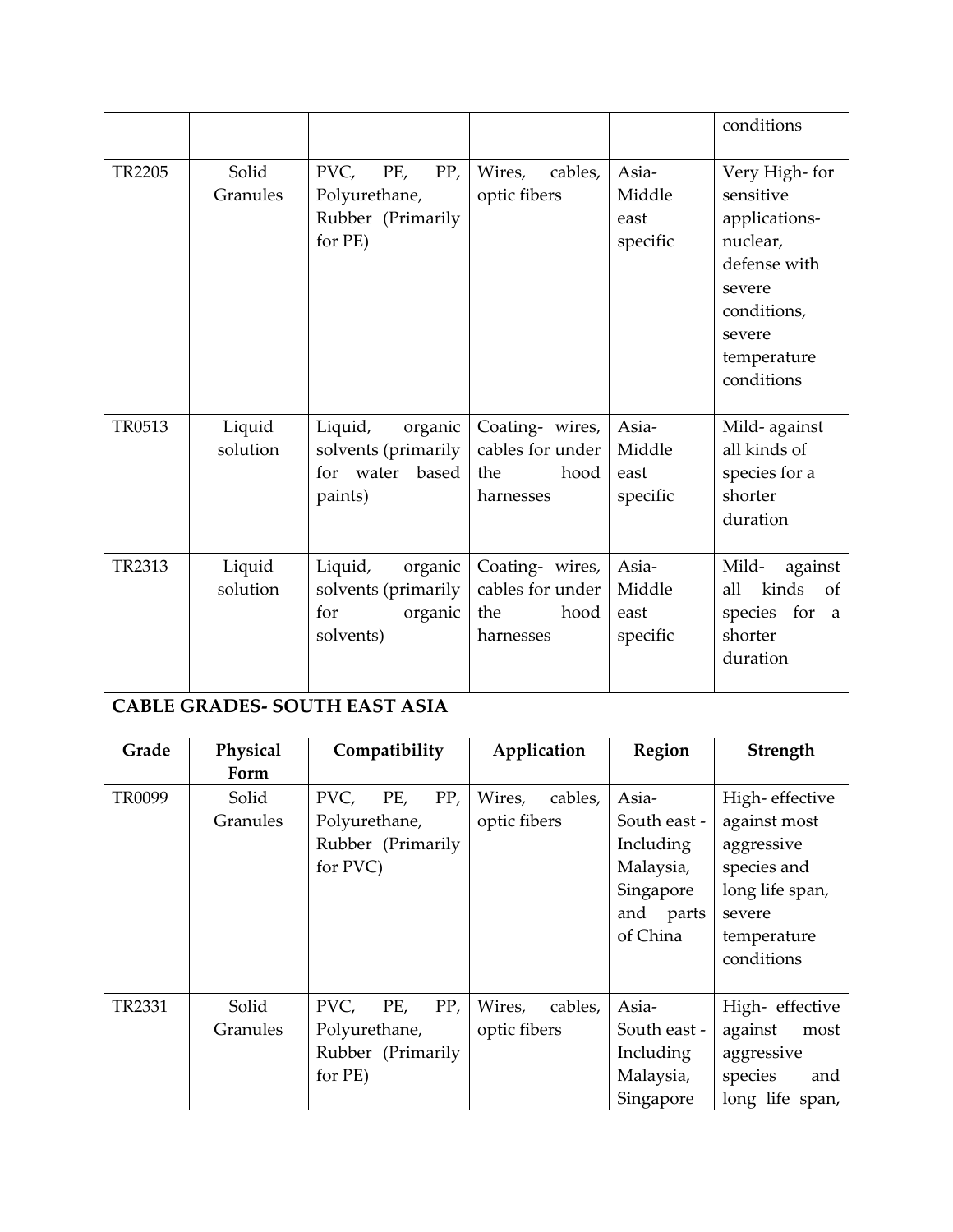| | | | | | conditions |
|---|---|---|---|---|---|
| TR2205 | Solid Granules | PVC, PE, PP, Polyurethane, Rubber (Primarily for PE) | Wires, cables, optic fibers | Asia- Middle east specific | Very High- for sensitive applications- nuclear, defense with severe conditions, severe temperature conditions |
| TR0513 | Liquid solution | Liquid, organic solvents (primarily for water based paints) | Coating- wires, cables for under the hood harnesses | Asia- Middle east specific | Mild- against all kinds of species for a shorter duration |
| TR2313 | Liquid solution | Liquid, organic solvents (primarily for organic solvents) | Coating- wires, cables for under the hood harnesses | Asia- Middle east specific | Mild- against all kinds of species for a shorter duration |

## CABLE GRADES- SOUTH EAST ASIA

| Grade | Physical Form | Compatibility | Application | Region | Strength |
|---|---|---|---|---|---|
| TR0099 | Solid Granules | PVC, PE, PP, Polyurethane, Rubber (Primarily for PVC) | Wires, cables, optic fibers | Asia- South east - Including Malaysia, Singapore and parts of China | High- effective against most aggressive species and long life span, severe temperature conditions |
| TR2331 | Solid Granules | PVC, PE, PP, Polyurethane, Rubber (Primarily for PE) | Wires, cables, optic fibers | Asia- South east - Including Malaysia, Singapore | High- effective against most aggressive species and long life span, |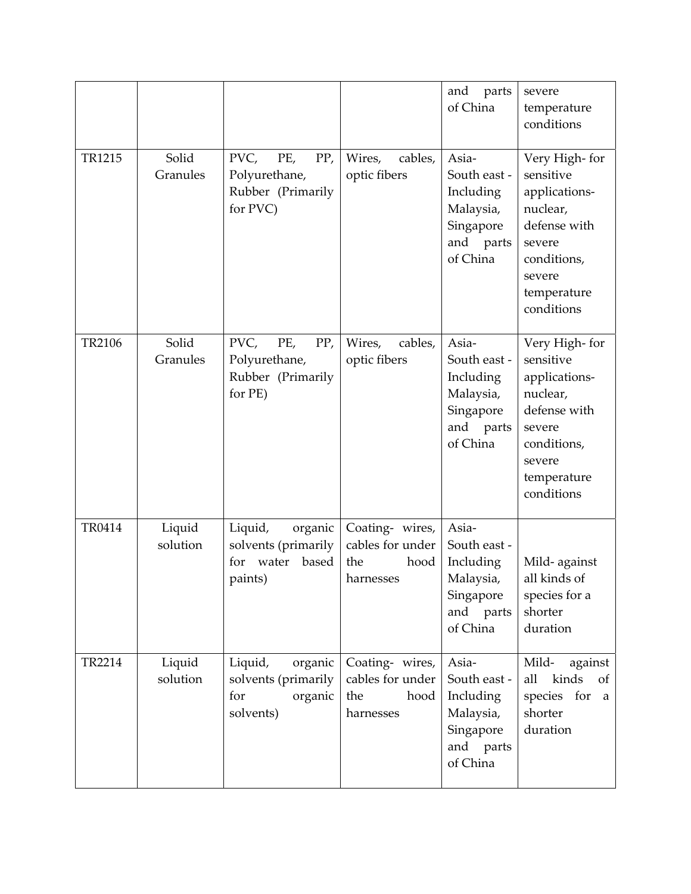| | | | | and parts of China | severe temperature conditions |
|---|---|---|---|---|---|
| TR1215 | Solid Granules | PVC, PE, PP, Polyurethane, Rubber (Primarily for PVC) | Wires, cables, optic fibers | Asia- South east - Including Malaysia, Singapore and parts of China | Very High- for sensitive applications- nuclear, defense with severe conditions, severe temperature conditions |
| TR2106 | Solid Granules | PVC, PE, PP, Polyurethane, Rubber (Primarily for PE) | Wires, cables, optic fibers | Asia- South east - Including Malaysia, Singapore and parts of China | Very High- for sensitive applications- nuclear, defense with severe conditions, severe temperature conditions |
| TR0414 | Liquid solution | Liquid, organic solvents (primarily for water based paints) | Coating- wires, cables for under the hood harnesses | Asia- South east - Including Malaysia, Singapore and parts of China | Mild- against all kinds of species for a shorter duration |
| TR2214 | Liquid solution | Liquid, organic solvents (primarily for organic solvents) | Coating- wires, cables for under the hood harnesses | Asia- South east - Including Malaysia, Singapore and parts of China | Mild- against all kinds of species for a shorter duration |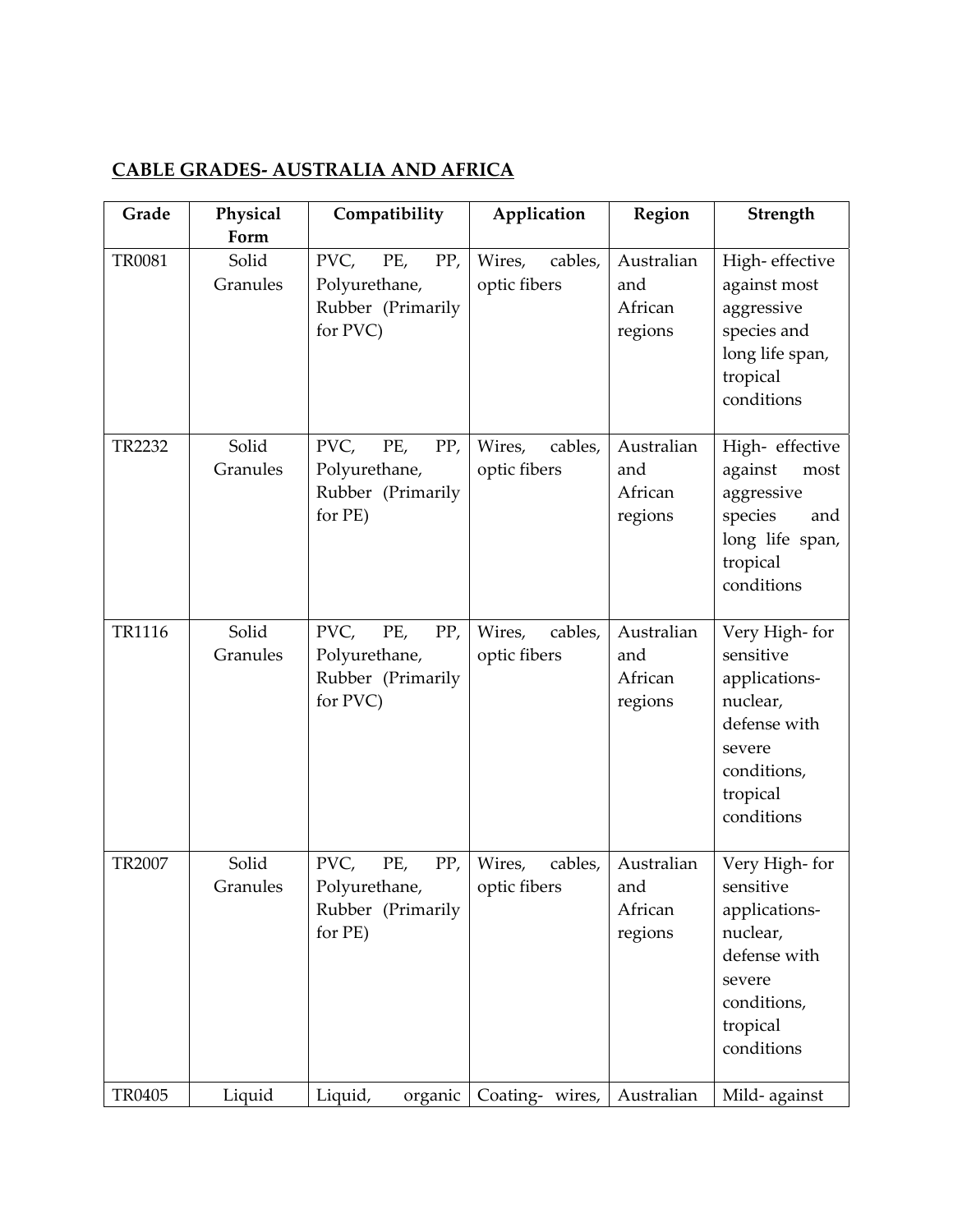## CABLE GRADES- AUSTRALIA AND AFRICA

| Grade | Physical Form | Compatibility | Application | Region | Strength |
|---|---|---|---|---|---|
| TR0081 | Solid Granules | PVC, PE, PP, Polyurethane, Rubber (Primarily for PVC) | Wires, cables, optic fibers | Australian and African regions | High- effective against most aggressive species and long life span, tropical conditions |
| TR2232 | Solid Granules | PVC, PE, PP, Polyurethane, Rubber (Primarily for PE) | Wires, cables, optic fibers | Australian and African regions | High- effective against most aggressive species and long life span, tropical conditions |
| TR1116 | Solid Granules | PVC, PE, PP, Polyurethane, Rubber (Primarily for PVC) | Wires, cables, optic fibers | Australian and African regions | Very High- for sensitive applications- nuclear, defense with severe conditions, tropical conditions |
| TR2007 | Solid Granules | PVC, PE, PP, Polyurethane, Rubber (Primarily for PE) | Wires, cables, optic fibers | Australian and African regions | Very High- for sensitive applications- nuclear, defense with severe conditions, tropical conditions |
| TR0405 | Liquid | Liquid, organic | Coating- wires, | Australian | Mild- against |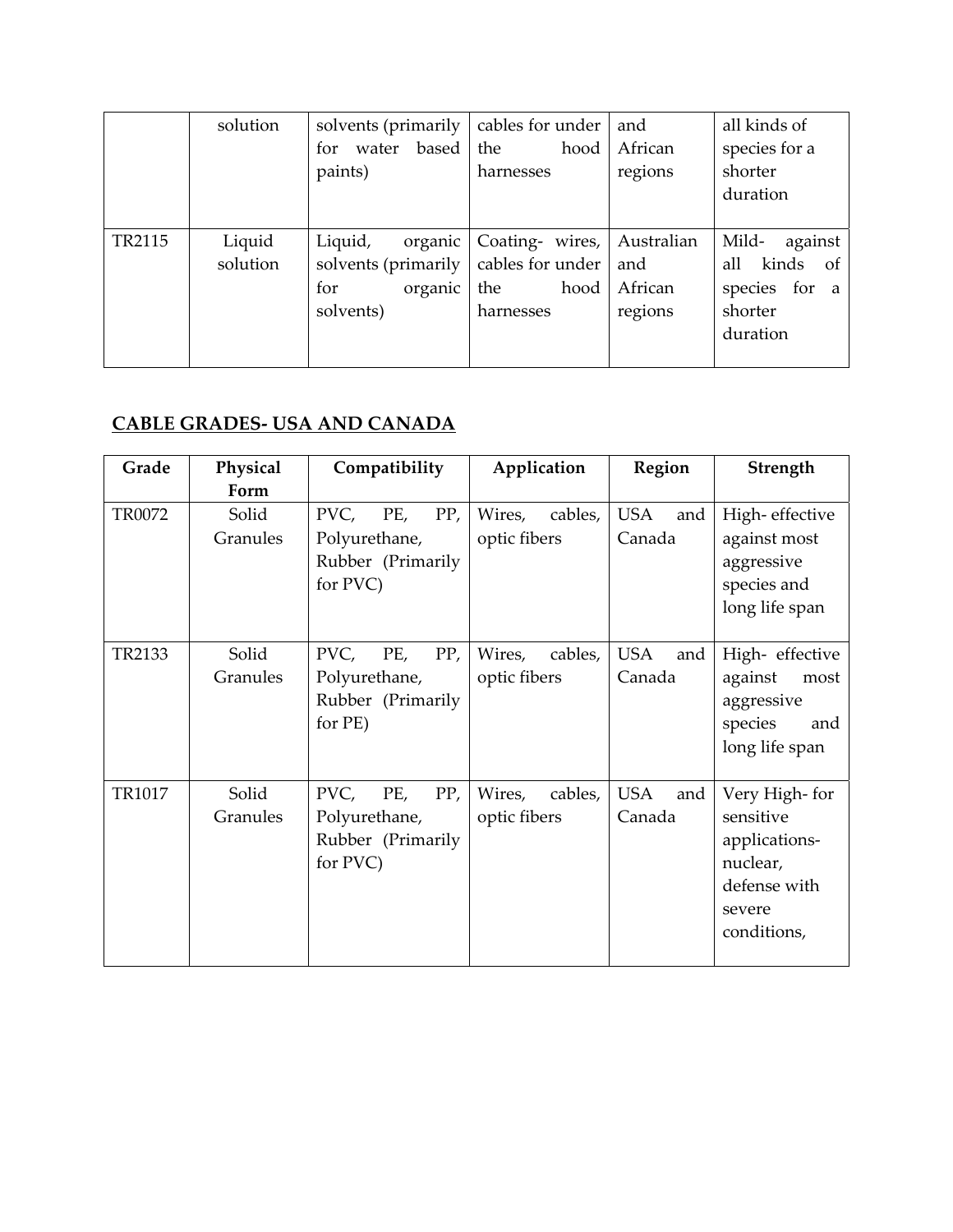|  | solution | solvents (primarily for water based paints) | cables for under the hood harnesses | and African regions | all kinds of species for a shorter duration |
| --- | --- | --- | --- | --- | --- |
| TR2115 | Liquid solution | Liquid, organic solvents (primarily for organic solvents) | Coating- wires, cables for under the hood harnesses | Australian and African regions | Mild- against all kinds of species for a shorter duration |

## CABLE GRADES- USA AND CANADA

| Grade | Physical Form | Compatibility | Application | Region | Strength |
| --- | --- | --- | --- | --- | --- |
| TR0072 | Solid Granules | PVC, PE, PP, Polyurethane, Rubber (Primarily for PVC) | Wires, cables, optic fibers | USA and Canada | High- effective against most aggressive species and long life span |
| TR2133 | Solid Granules | PVC, PE, PP, Polyurethane, Rubber (Primarily for PE) | Wires, cables, optic fibers | USA and Canada | High- effective against most aggressive species and long life span |
| TR1017 | Solid Granules | PVC, PE, PP, Polyurethane, Rubber (Primarily for PVC) | Wires, cables, optic fibers | USA and Canada | Very High- for sensitive applications- nuclear, defense with severe conditions, |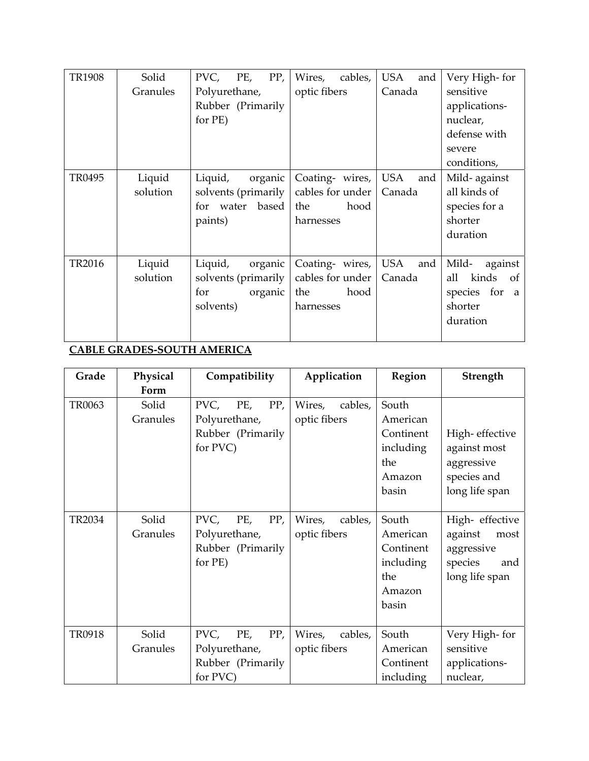| TR1908 | Solid Granules | PVC, PE, PP, Polyurethane, Rubber (Primarily for PE) | Wires, cables, optic fibers | USA and Canada | Very High- for sensitive applications- nuclear, defense with severe conditions, |
|---|---|---|---|---|---|
| TR0495 | Liquid solution | Liquid, organic solvents (primarily for water based paints) | Coating- wires, cables for under the hood harnesses | USA and Canada | Mild- against all kinds of species for a shorter duration |
| TR2016 | Liquid solution | Liquid, organic solvents (primarily for organic solvents) | Coating- wires, cables for under the hood harnesses | USA and Canada | Mild- against all kinds of species for a shorter duration |

**CABLE GRADES-SOUTH AMERICA**

| Grade | Physical Form | Compatibility | Application | Region | Strength |
|---|---|---|---|---|---|
| TR0063 | Solid Granules | PVC, PE, PP, Polyurethane, Rubber (Primarily for PVC) | Wires, cables, optic fibers | South American Continent including the Amazon basin | High- effective against most aggressive species and long life span |
| TR2034 | Solid Granules | PVC, PE, PP, Polyurethane, Rubber (Primarily for PE) | Wires, cables, optic fibers | South American Continent including the Amazon basin | High- effective against most aggressive species and long life span |
| TR0918 | Solid Granules | PVC, PE, PP, Polyurethane, Rubber (Primarily for PVC) | Wires, cables, optic fibers | South American Continent including | Very High- for sensitive applications- nuclear, |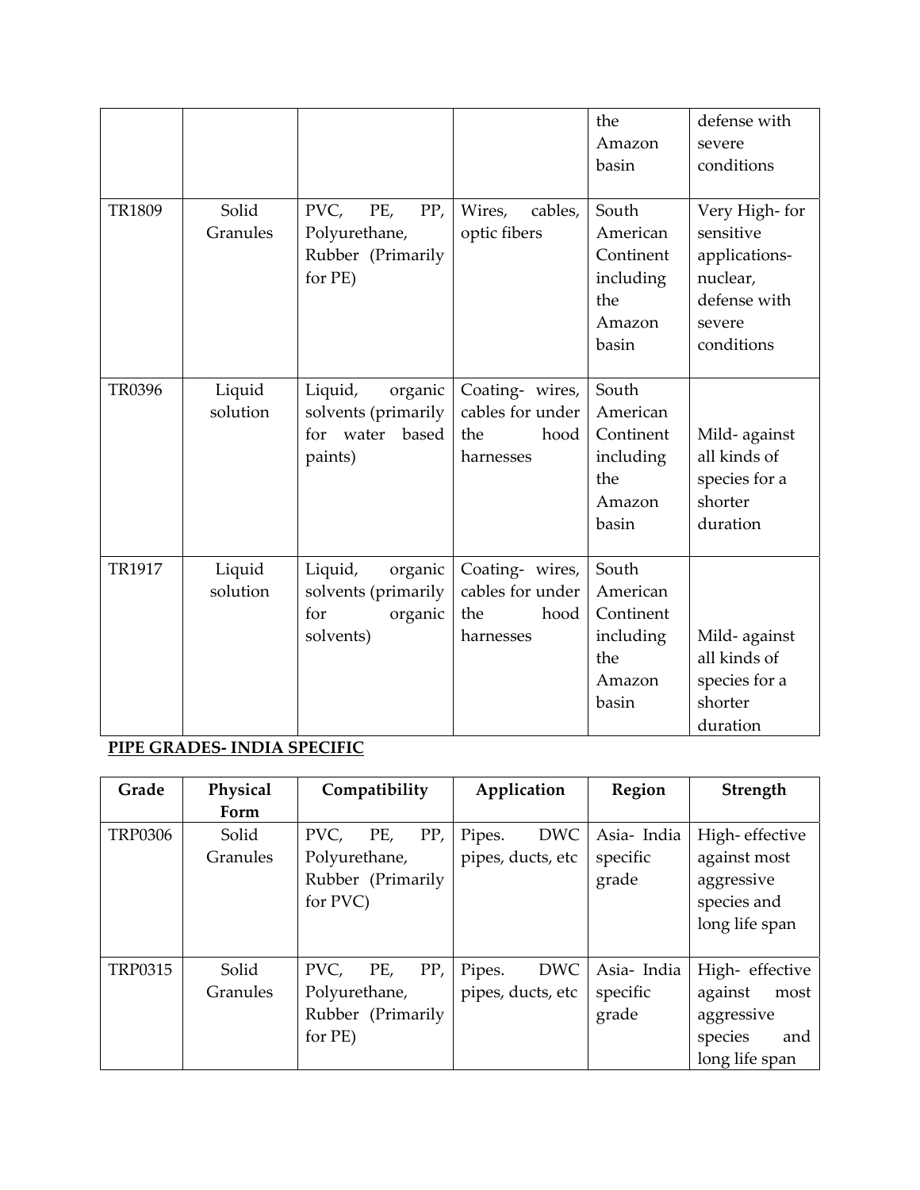| | | | | the Amazon basin | defense with severe conditions |
|---|---|---|---|---|---|
| TR1809 | Solid Granules | PVC, PE, PP, Polyurethane, Rubber (Primarily for PE) | Wires, cables, optic fibers | South American Continent including the Amazon basin | Very High- for sensitive applications- nuclear, defense with severe conditions |
| TR0396 | Liquid solution | Liquid, organic solvents (primarily for water based paints) | Coating- wires, cables for under the hood harnesses | South American Continent including the Amazon basin | Mild- against all kinds of species for a shorter duration |
| TR1917 | Liquid solution | Liquid, organic solvents (primarily for organic solvents) | Coating- wires, cables for under the hood harnesses | South American Continent including the Amazon basin | Mild- against all kinds of species for a shorter duration |

**PIPE GRADES- INDIA SPECIFIC**

| Grade | Physical Form | Compatibility | Application | Region | Strength |
|---|---|---|---|---|---|
| TRP0306 | Solid Granules | PVC, PE, PP, Polyurethane, Rubber (Primarily for PVC) | Pipes. DWC pipes, ducts, etc | Asia- India specific grade | High- effective against most aggressive species and long life span |
| TRP0315 | Solid Granules | PVC, PE, PP, Polyurethane, Rubber (Primarily for PE) | Pipes. DWC pipes, ducts, etc | Asia- India specific grade | High- effective against most aggressive species and long life span |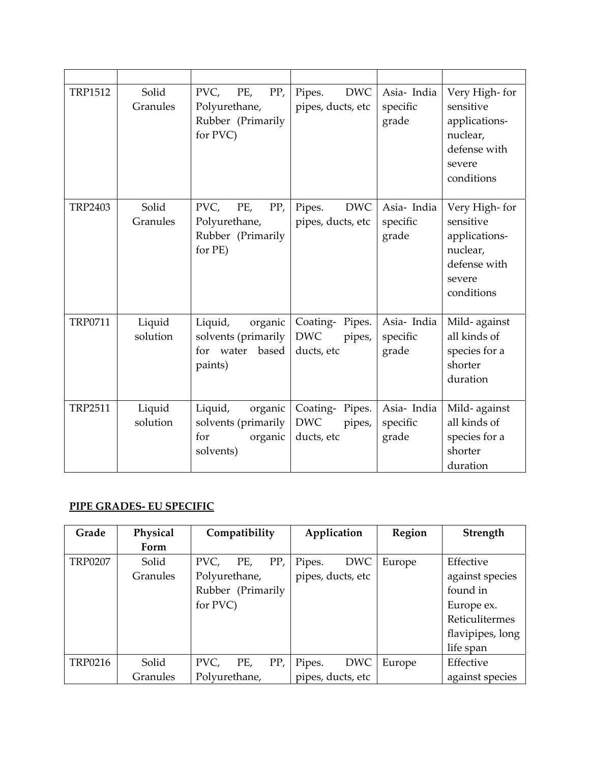| | | | | | |
|---|---|---|---|---|---|
| TRP1512 | Solid Granules | PVC, PE, PP, Polyurethane, Rubber (Primarily for PVC) | Pipes. DWC pipes, ducts, etc | Asia- India specific grade | Very High- for sensitive applications- nuclear, defense with severe conditions |
| TRP2403 | Solid Granules | PVC, PE, PP, Polyurethane, Rubber (Primarily for PE) | Pipes. DWC pipes, ducts, etc | Asia- India specific grade | Very High- for sensitive applications- nuclear, defense with severe conditions |
| TRP0711 | Liquid solution | Liquid, organic solvents (primarily for water based paints) | Coating- Pipes. DWC pipes, ducts, etc | Asia- India specific grade | Mild- against all kinds of species for a shorter duration |
| TRP2511 | Liquid solution | Liquid, organic solvents (primarily for organic solvents) | Coating- Pipes. DWC pipes, ducts, etc | Asia- India specific grade | Mild- against all kinds of species for a shorter duration |

**PIPE GRADES- EU SPECIFIC**

| Grade | Physical Form | Compatibility | Application | Region | Strength |
|---|---|---|---|---|---|
| TRP0207 | Solid Granules | PVC, PE, PP, Polyurethane, Rubber (Primarily for PVC) | Pipes. DWC pipes, ducts, etc | Europe | Effective against species found in Europe ex. Reticulitermes flavipipes, long life span |
| TRP0216 | Solid Granules | PVC, PE, PP, Polyurethane, | Pipes. DWC pipes, ducts, etc | Europe | Effective against species |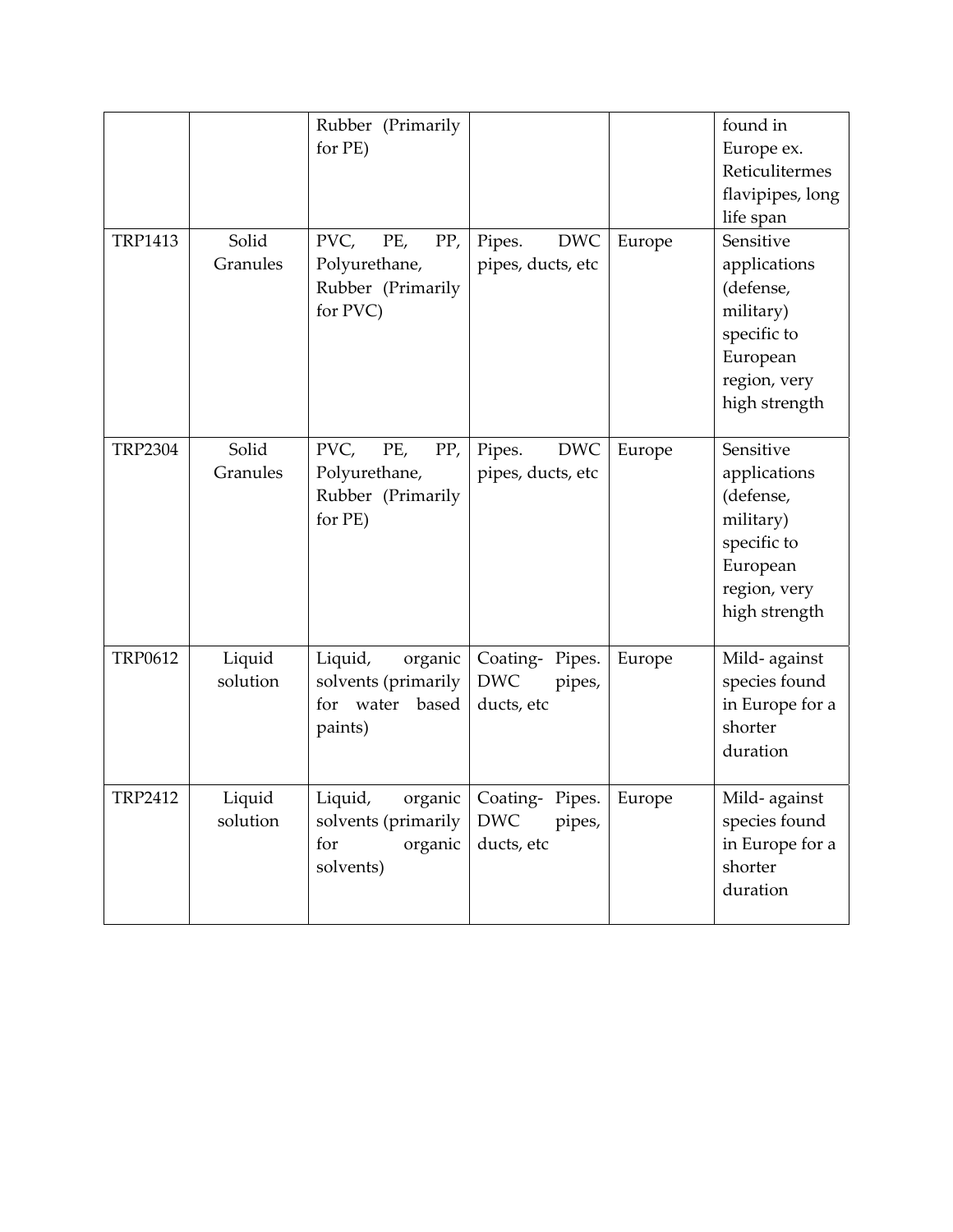| | | Rubber (Primarily for PE) | | | found in Europe ex. Reticulitermes flavipipes, long life span |
|---|---|---|---|---|---|
| TRP1413 | Solid Granules | PVC, PE, PP, Polyurethane, Rubber (Primarily for PVC) | Pipes. DWC pipes, ducts, etc | Europe | Sensitive applications (defense, military) specific to European region, very high strength |
| TRP2304 | Solid Granules | PVC, PE, PP, Polyurethane, Rubber (Primarily for PE) | Pipes. DWC pipes, ducts, etc | Europe | Sensitive applications (defense, military) specific to European region, very high strength |
| TRP0612 | Liquid solution | Liquid, organic solvents (primarily for water based paints) | Coating- Pipes. DWC pipes, ducts, etc | Europe | Mild- against species found in Europe for a shorter duration |
| TRP2412 | Liquid solution | Liquid, organic solvents (primarily for organic solvents) | Coating- Pipes. DWC pipes, ducts, etc | Europe | Mild- against species found in Europe for a shorter duration |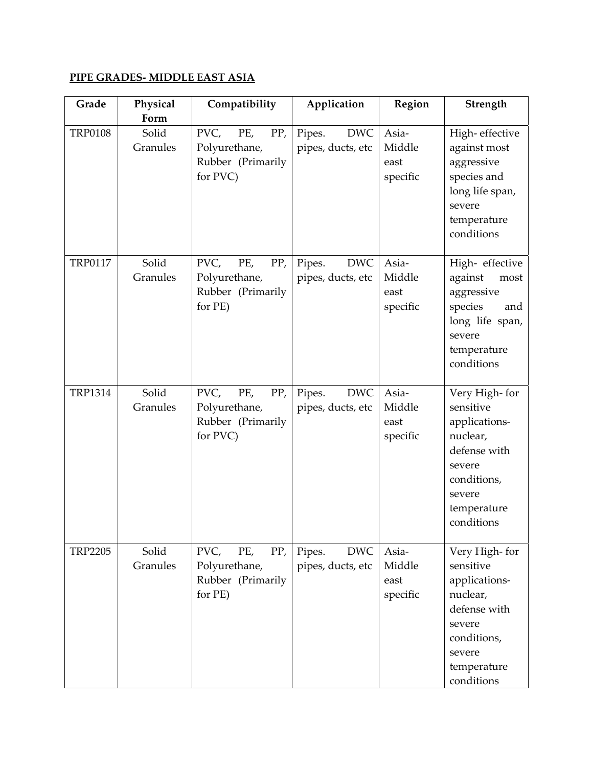**PIPE GRADES- MIDDLE EAST ASIA**

| Grade | Physical Form | Compatibility | Application | Region | Strength |
|---|---|---|---|---|---|
| TRP0108 | Solid Granules | PVC, PE, PP, Polyurethane, Rubber (Primarily for PVC) | Pipes. DWC pipes, ducts, etc | Asia- Middle east specific | High- effective against most aggressive species and long life span, severe temperature conditions |
| TRP0117 | Solid Granules | PVC, PE, PP, Polyurethane, Rubber (Primarily for PE) | Pipes. DWC pipes, ducts, etc | Asia- Middle east specific | High- effective against most aggressive species and long life span, severe temperature conditions |
| TRP1314 | Solid Granules | PVC, PE, PP, Polyurethane, Rubber (Primarily for PVC) | Pipes. DWC pipes, ducts, etc | Asia- Middle east specific | Very High- for sensitive applications- nuclear, defense with severe conditions, severe temperature conditions |
| TRP2205 | Solid Granules | PVC, PE, PP, Polyurethane, Rubber (Primarily for PE) | Pipes. DWC pipes, ducts, etc | Asia- Middle east specific | Very High- for sensitive applications- nuclear, defense with severe conditions, severe temperature conditions |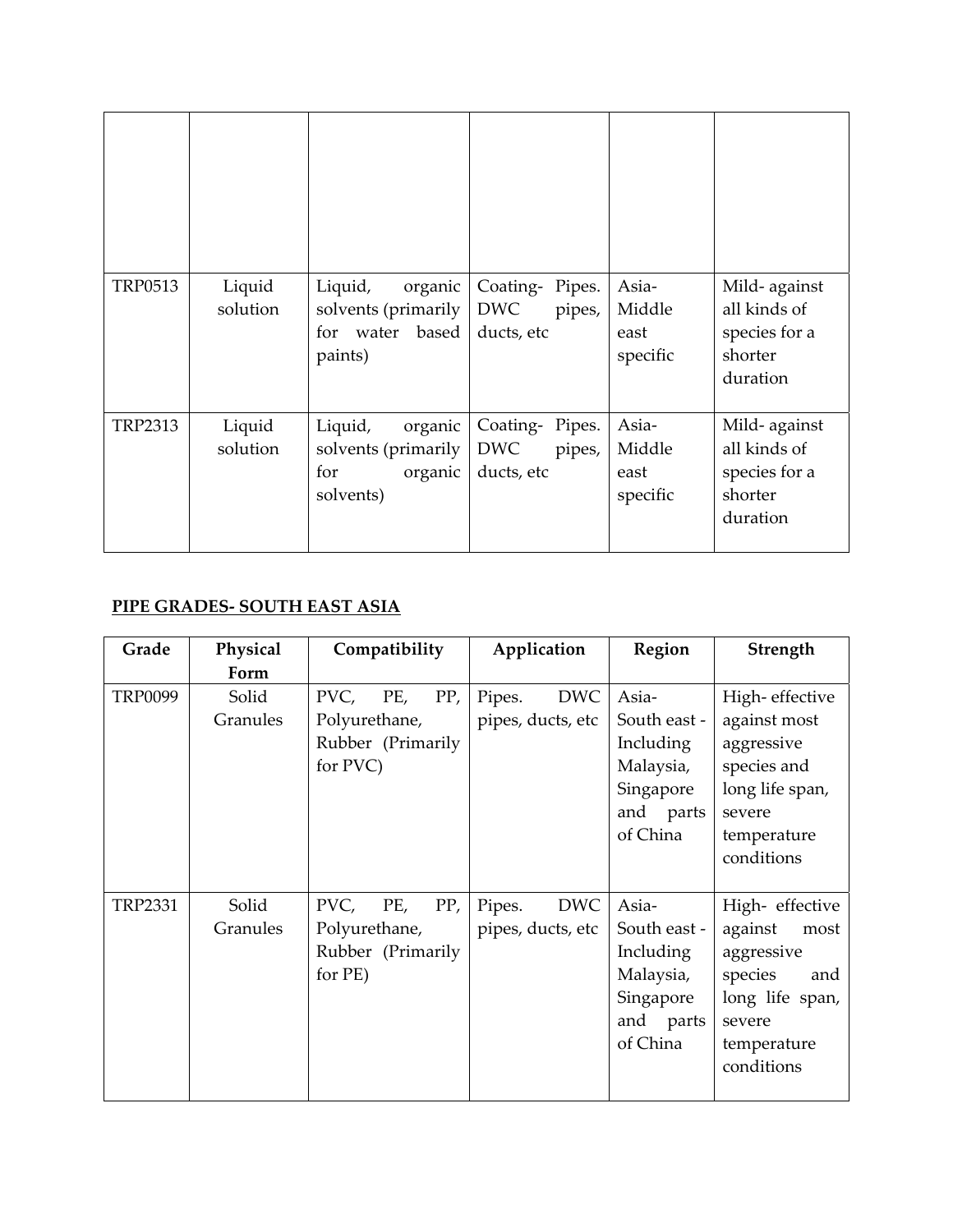| | | | | | |
|---|---|---|---|---|---|
| | | | | | |
| TRP0513 | Liquid solution | Liquid, organic solvents (primarily for water based paints) | Coating- Pipes. DWC pipes, ducts, etc | Asia- Middle east specific | Mild- against all kinds of species for a shorter duration |
| TRP2313 | Liquid solution | Liquid, organic solvents (primarily for organic solvents) | Coating- Pipes. DWC pipes, ducts, etc | Asia- Middle east specific | Mild- against all kinds of species for a shorter duration |

**PIPE GRADES- SOUTH EAST ASIA**

| Grade | Physical Form | Compatibility | Application | Region | Strength |
|---|---|---|---|---|---|
| TRP0099 | Solid Granules | PVC, PE, PP, Polyurethane, Rubber (Primarily for PVC) | Pipes. DWC pipes, ducts, etc | Asia- South east - Including Malaysia, Singapore and parts of China | High- effective against most aggressive species and long life span, severe temperature conditions |
| TRP2331 | Solid Granules | PVC, PE, PP, Polyurethane, Rubber (Primarily for PE) | Pipes. DWC pipes, ducts, etc | Asia- South east - Including Malaysia, Singapore and parts of China | High- effective against most aggressive species and long life span, severe temperature conditions |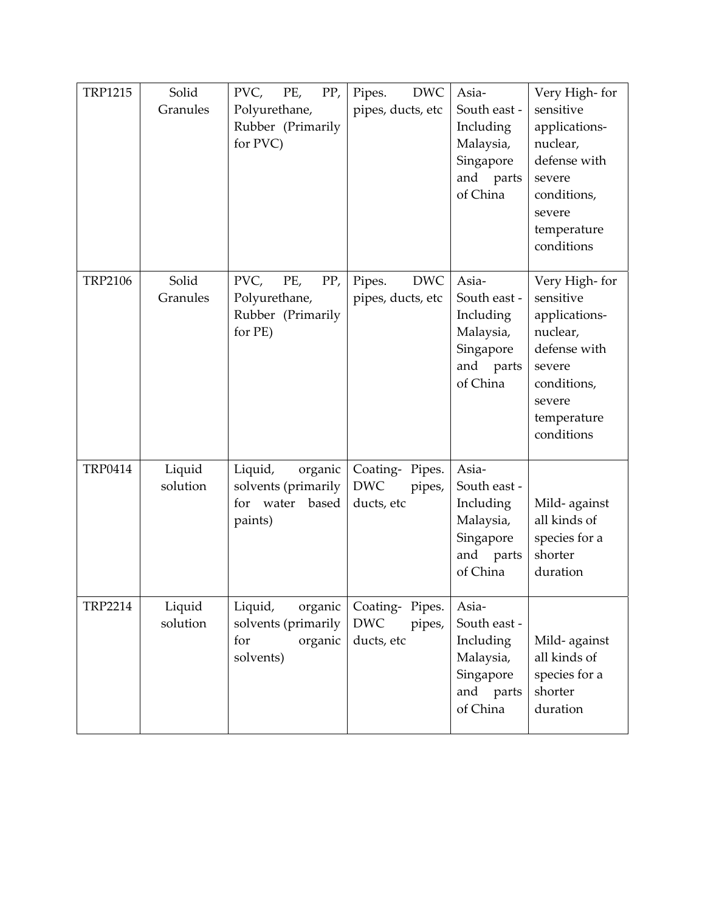| TRP1215 | Solid Granules | PVC, PE, PP, Polyurethane, Rubber (Primarily for PVC) | Pipes. DWC pipes, ducts, etc | Asia- South east - Including Malaysia, Singapore and parts of China | Very High- for sensitive applications- nuclear, defense with severe conditions, severe temperature conditions |
|---|---|---|---|---|---|
| TRP2106 | Solid Granules | PVC, PE, PP, Polyurethane, Rubber (Primarily for PE) | Pipes. DWC pipes, ducts, etc | Asia- South east - Including Malaysia, Singapore and parts of China | Very High- for sensitive applications- nuclear, defense with severe conditions, severe temperature conditions |
| TRP0414 | Liquid solution | Liquid, organic solvents (primarily for water based paints) | Coating- Pipes. DWC pipes, ducts, etc | Asia- South east - Including Malaysia, Singapore and parts of China | Mild- against all kinds of species for a shorter duration |
| TRP2214 | Liquid solution | Liquid, organic solvents (primarily for organic solvents) | Coating- Pipes. DWC pipes, ducts, etc | Asia- South east - Including Malaysia, Singapore and parts of China | Mild- against all kinds of species for a shorter duration |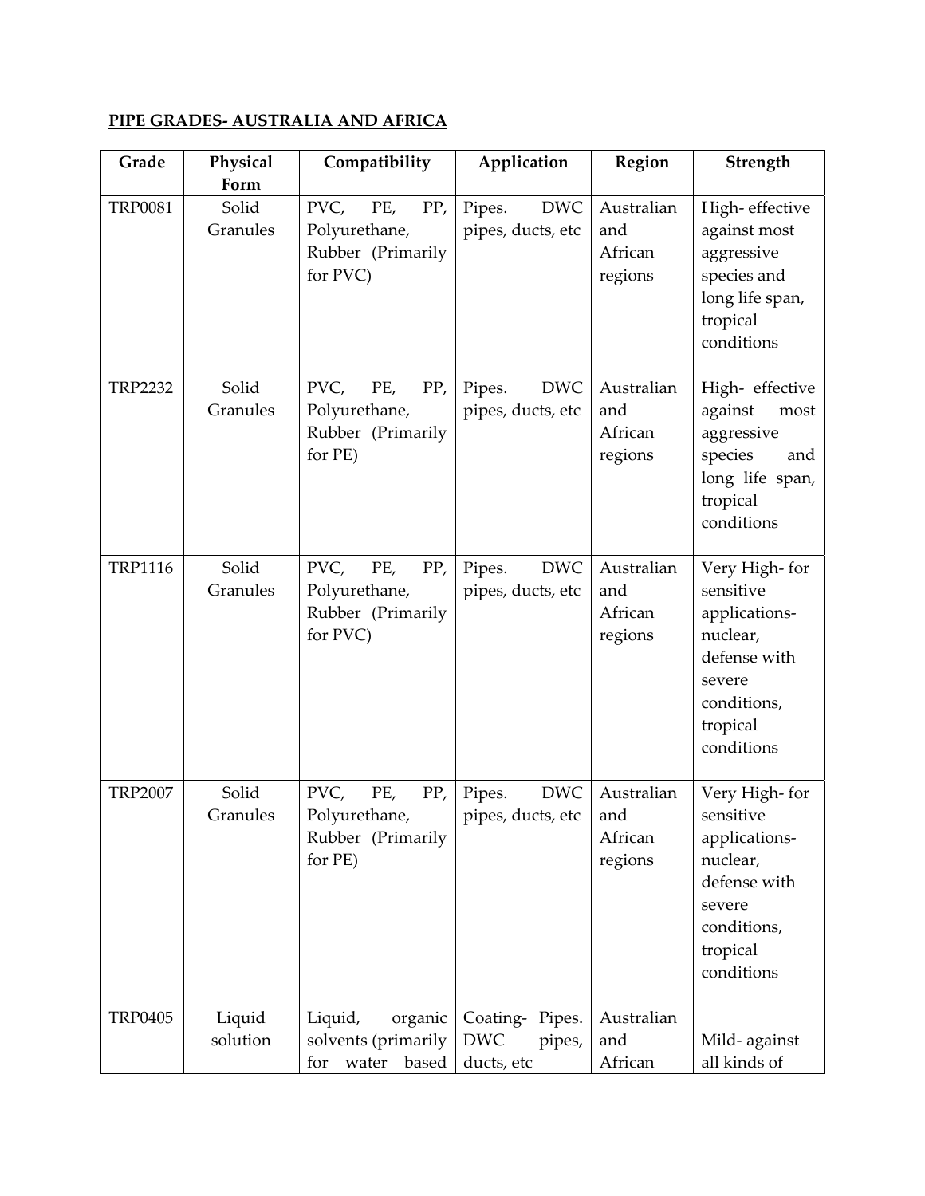**PIPE GRADES- AUSTRALIA AND AFRICA**

| Grade | Physical Form | Compatibility | Application | Region | Strength |
|---|---|---|---|---|---|
| TRP0081 | Solid Granules | PVC, PE, PP, Polyurethane, Rubber (Primarily for PVC) | Pipes. DWC pipes, ducts, etc | Australian and African regions | High- effective against most aggressive species and long life span, tropical conditions |
| TRP2232 | Solid Granules | PVC, PE, PP, Polyurethane, Rubber (Primarily for PE) | Pipes. DWC pipes, ducts, etc | Australian and African regions | High- effective against most aggressive species and long life span, tropical conditions |
| TRP1116 | Solid Granules | PVC, PE, PP, Polyurethane, Rubber (Primarily for PVC) | Pipes. DWC pipes, ducts, etc | Australian and African regions | Very High- for sensitive applications- nuclear, defense with severe conditions, tropical conditions |
| TRP2007 | Solid Granules | PVC, PE, PP, Polyurethane, Rubber (Primarily for PE) | Pipes. DWC pipes, ducts, etc | Australian and African regions | Very High- for sensitive applications- nuclear, defense with severe conditions, tropical conditions |
| TRP0405 | Liquid solution | Liquid, organic solvents (primarily for water based | Coating- Pipes. DWC pipes, ducts, etc | Australian and African | Mild- against all kinds of |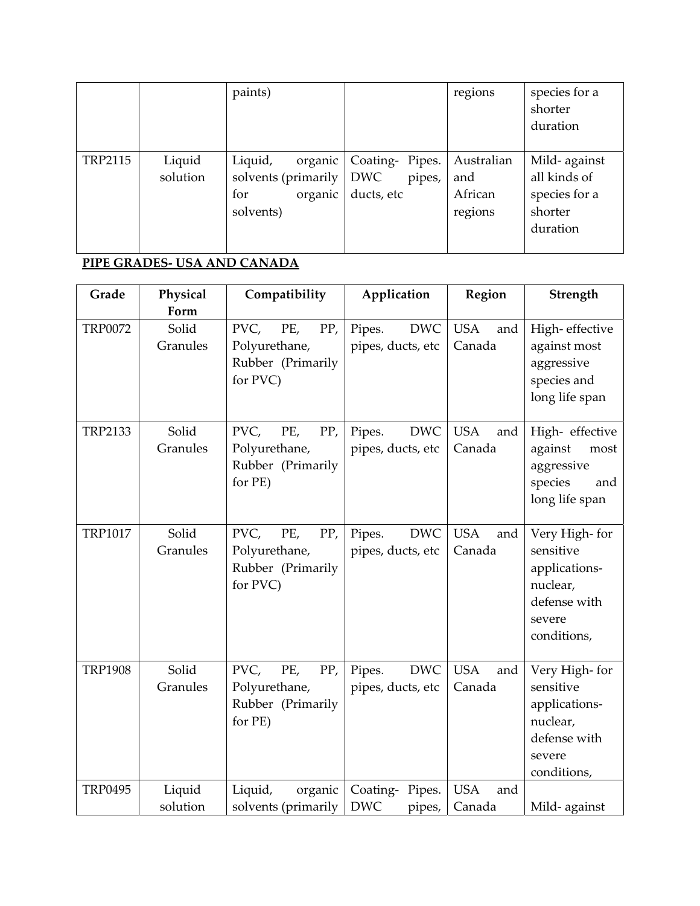|  |  | paints) |  | regions | species for a shorter duration |
|---|---|---|---|---|---|
| TRP2115 | Liquid solution | Liquid, organic solvents (primarily for organic solvents) | Coating- Pipes. DWC pipes, ducts, etc | Australian and African regions | Mild- against all kinds of species for a shorter duration |

**PIPE GRADES- USA AND CANADA**

| Grade | Physical Form | Compatibility | Application | Region | Strength |
|---|---|---|---|---|---|
| TRP0072 | Solid Granules | PVC, PE, PP, Polyurethane, Rubber (Primarily for PVC) | Pipes. DWC pipes, ducts, etc | USA and Canada | High- effective against most aggressive species and long life span |
| TRP2133 | Solid Granules | PVC, PE, PP, Polyurethane, Rubber (Primarily for PE) | Pipes. DWC pipes, ducts, etc | USA and Canada | High- effective against most aggressive species and long life span |
| TRP1017 | Solid Granules | PVC, PE, PP, Polyurethane, Rubber (Primarily for PVC) | Pipes. DWC pipes, ducts, etc | USA and Canada | Very High- for sensitive applications- nuclear, defense with severe conditions, |
| TRP1908 | Solid Granules | PVC, PE, PP, Polyurethane, Rubber (Primarily for PE) | Pipes. DWC pipes, ducts, etc | USA and Canada | Very High- for sensitive applications- nuclear, defense with severe conditions, |
| TRP0495 | Liquid solution | Liquid, organic solvents (primarily | Coating- Pipes. DWC pipes, | USA and Canada | Mild- against |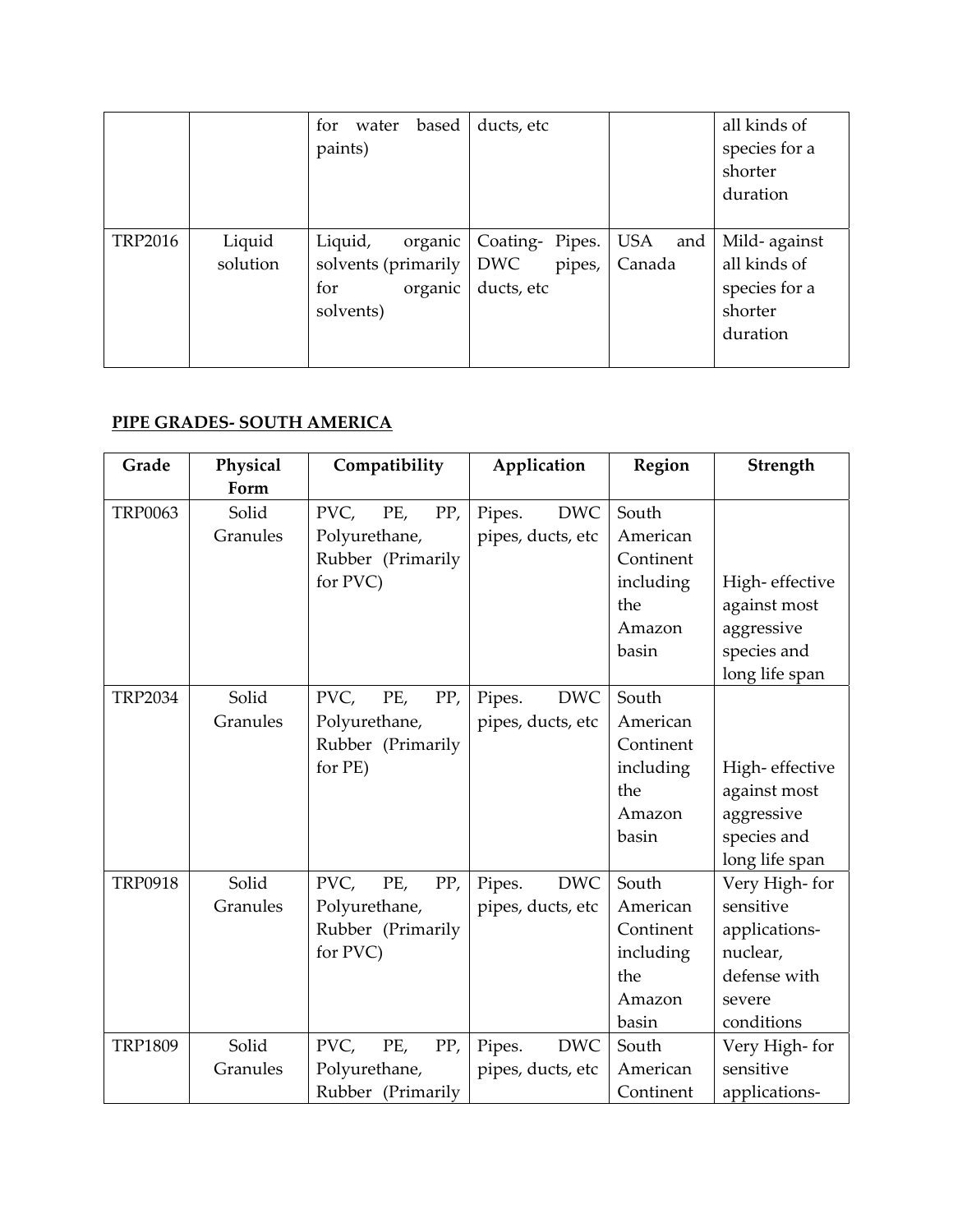|  |  | for water based paints) | ducts, etc |  | all kinds of species for a shorter duration |
|---|---|---|---|---|---|
| TRP2016 | Liquid solution | Liquid, organic solvents (primarily for organic solvents) | Coating- Pipes. DWC pipes, ducts, etc | USA and Canada | Mild- against all kinds of species for a shorter duration |

## PIPE GRADES- SOUTH AMERICA

| Grade | Physical Form | Compatibility | Application | Region | Strength |
|---|---|---|---|---|---|
| TRP0063 | Solid Granules | PVC, PE, PP, Polyurethane, Rubber (Primarily for PVC) | Pipes. DWC pipes, ducts, etc | South American Continent including the Amazon basin | High- effective against most aggressive species and long life span |
| TRP2034 | Solid Granules | PVC, PE, PP, Polyurethane, Rubber (Primarily for PE) | Pipes. DWC pipes, ducts, etc | South American Continent including the Amazon basin | High- effective against most aggressive species and long life span |
| TRP0918 | Solid Granules | PVC, PE, PP, Polyurethane, Rubber (Primarily for PVC) | Pipes. DWC pipes, ducts, etc | South American Continent including the Amazon basin | Very High- for sensitive applications- nuclear, defense with severe conditions |
| TRP1809 | Solid Granules | PVC, PE, PP, Polyurethane, Rubber (Primarily | Pipes. DWC pipes, ducts, etc | South American Continent | Very High- for sensitive applications- |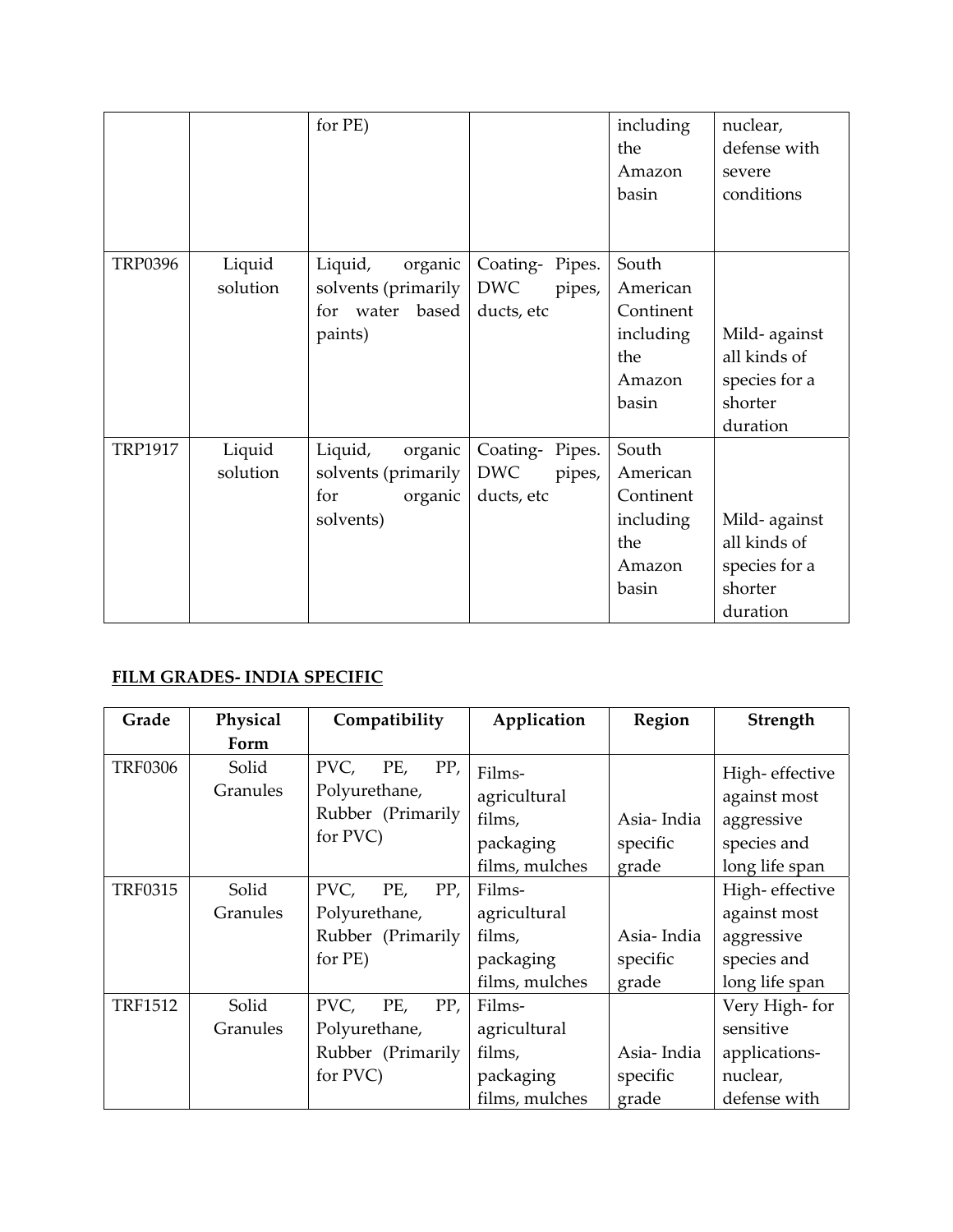| | | for PE) | | including the Amazon basin | nuclear, defense with severe conditions |
|---|---|---|---|---|---|
| TRP0396 | Liquid solution | Liquid, organic solvents (primarily for water based paints) | Coating- Pipes. DWC pipes, ducts, etc | South American Continent including the Amazon basin | Mild- against all kinds of species for a shorter duration |
| TRP1917 | Liquid solution | Liquid, organic solvents (primarily for organic solvents) | Coating- Pipes. DWC pipes, ducts, etc | South American Continent including the Amazon basin | Mild- against all kinds of species for a shorter duration |

## FILM GRADES- INDIA SPECIFIC

| Grade | Physical Form | Compatibility | Application | Region | Strength |
|---|---|---|---|---|---|
| TRF0306 | Solid Granules | PVC, PE, PP, Polyurethane, Rubber (Primarily for PVC) | Films- agricultural films, packaging films, mulches | Asia- India specific grade | High- effective against most aggressive species and long life span |
| TRF0315 | Solid Granules | PVC, PE, PP, Polyurethane, Rubber (Primarily for PE) | Films- agricultural films, packaging films, mulches | Asia- India specific grade | High- effective against most aggressive species and long life span |
| TRF1512 | Solid Granules | PVC, PE, PP, Polyurethane, Rubber (Primarily for PVC) | Films- agricultural films, packaging films, mulches | Asia- India specific grade | Very High- for sensitive applications- nuclear, defense with |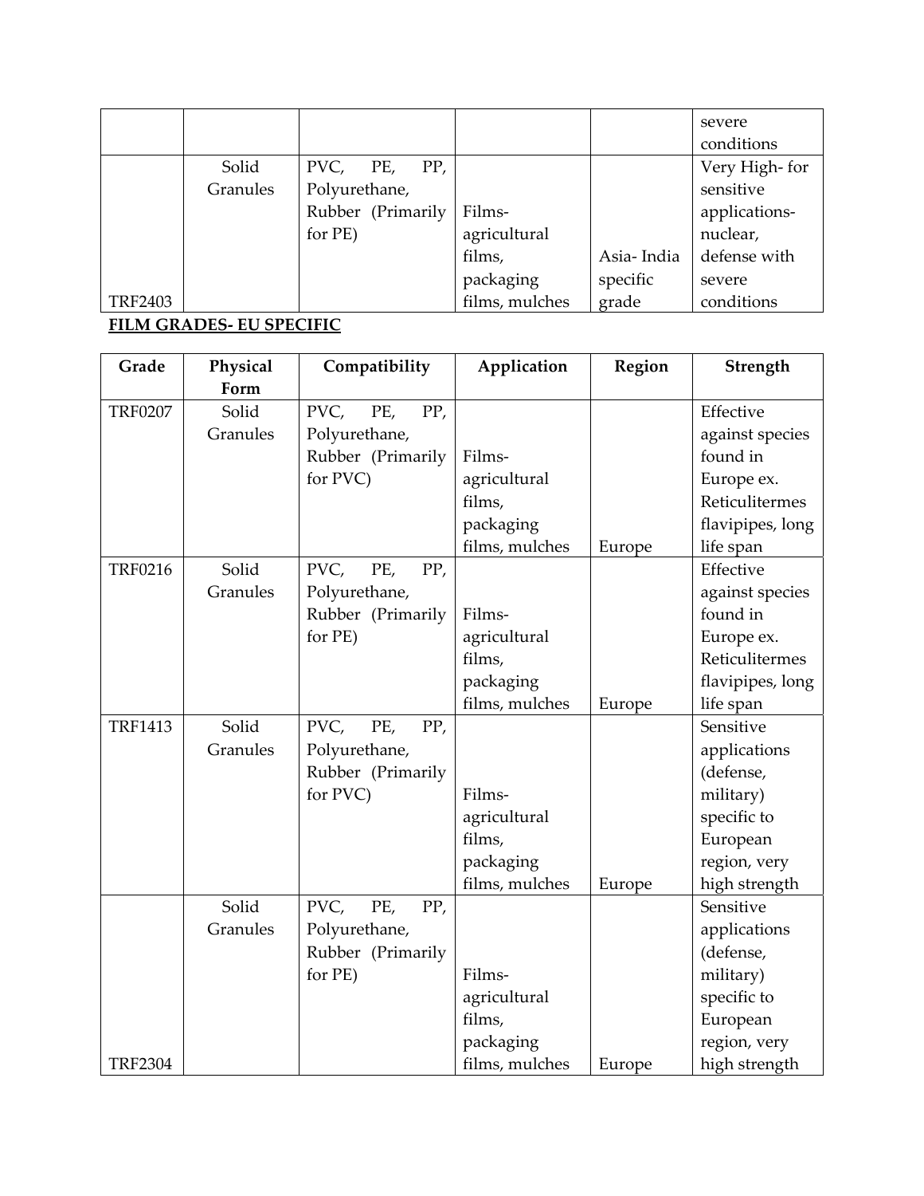| | | | | | severe conditions |
|---|---|---|---|---|---|
| TRF2403 | Solid Granules | PVC, PE, PP, Polyurethane, Rubber (Primarily for PE) | Films- agricultural films, packaging films, mulches | Asia- India specific grade | Very High- for sensitive applications- nuclear, defense with severe conditions |

**FILM GRADES- EU SPECIFIC**

| Grade | Physical Form | Compatibility | Application | Region | Strength |
|---|---|---|---|---|---|
| TRF0207 | Solid Granules | PVC, PE, PP, Polyurethane, Rubber (Primarily for PVC) | Films- agricultural films, packaging films, mulches | Europe | Effective against species found in Europe ex. Reticulitermes flavipipes, long life span |
| TRF0216 | Solid Granules | PVC, PE, PP, Polyurethane, Rubber (Primarily for PE) | Films- agricultural films, packaging films, mulches | Europe | Effective against species found in Europe ex. Reticulitermes flavipipes, long life span |
| TRF1413 | Solid Granules | PVC, PE, PP, Polyurethane, Rubber (Primarily for PVC) | Films- agricultural films, packaging films, mulches | Europe | Sensitive applications (defense, military) specific to European region, very high strength |
| TRF2304 | Solid Granules | PVC, PE, PP, Polyurethane, Rubber (Primarily for PE) | Films- agricultural films, packaging films, mulches | Europe | Sensitive applications (defense, military) specific to European region, very high strength |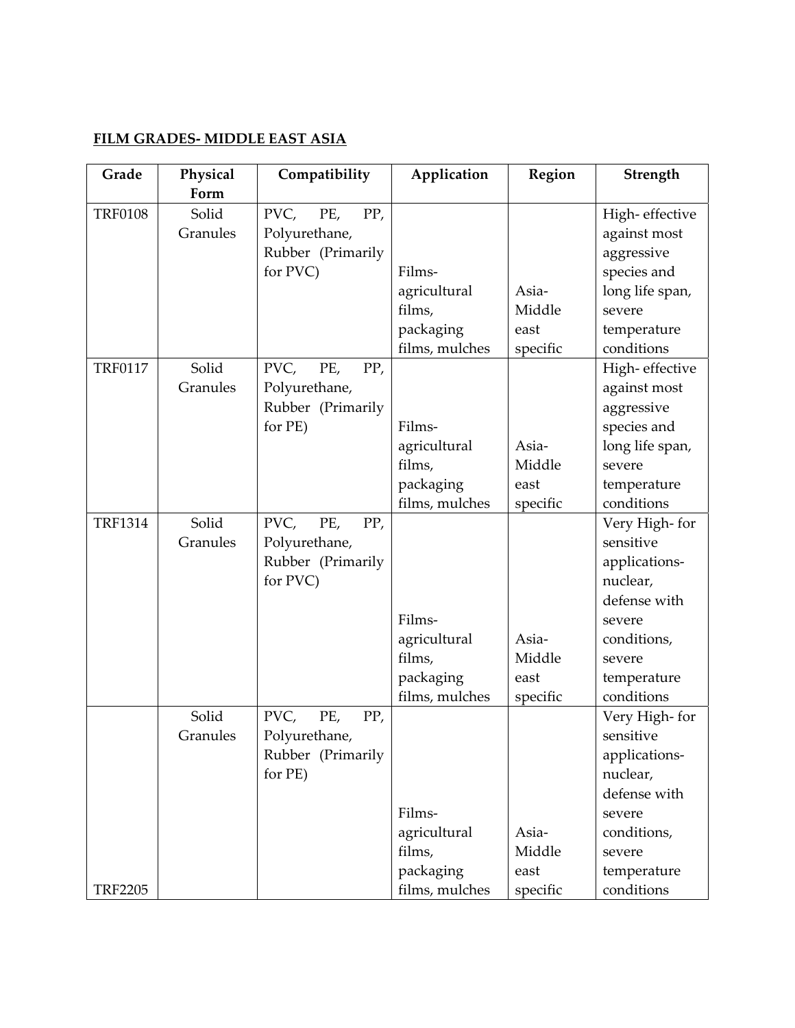**FILM GRADES- MIDDLE EAST ASIA**

| Grade | Physical Form | Compatibility | Application | Region | Strength |
|---|---|---|---|---|---|
| TRF0108 | Solid Granules | PVC, PE, PP, Polyurethane, Rubber (Primarily for PVC) | Films- agricultural films, packaging films, mulches | Asia- Middle east specific | High- effective against most aggressive species and long life span, severe temperature conditions |
| TRF0117 | Solid Granules | PVC, PE, PP, Polyurethane, Rubber (Primarily for PE) | Films- agricultural films, packaging films, mulches | Asia- Middle east specific | High- effective against most aggressive species and long life span, severe temperature conditions |
| TRF1314 | Solid Granules | PVC, PE, PP, Polyurethane, Rubber (Primarily for PVC) | Films- agricultural films, packaging films, mulches | Asia- Middle east specific | Very High- for sensitive applications- nuclear, defense with severe conditions, severe temperature conditions |
| TRF2205 | Solid Granules | PVC, PE, PP, Polyurethane, Rubber (Primarily for PE) | Films- agricultural films, packaging films, mulches | Asia- Middle east specific | Very High- for sensitive applications- nuclear, defense with severe conditions, severe temperature conditions |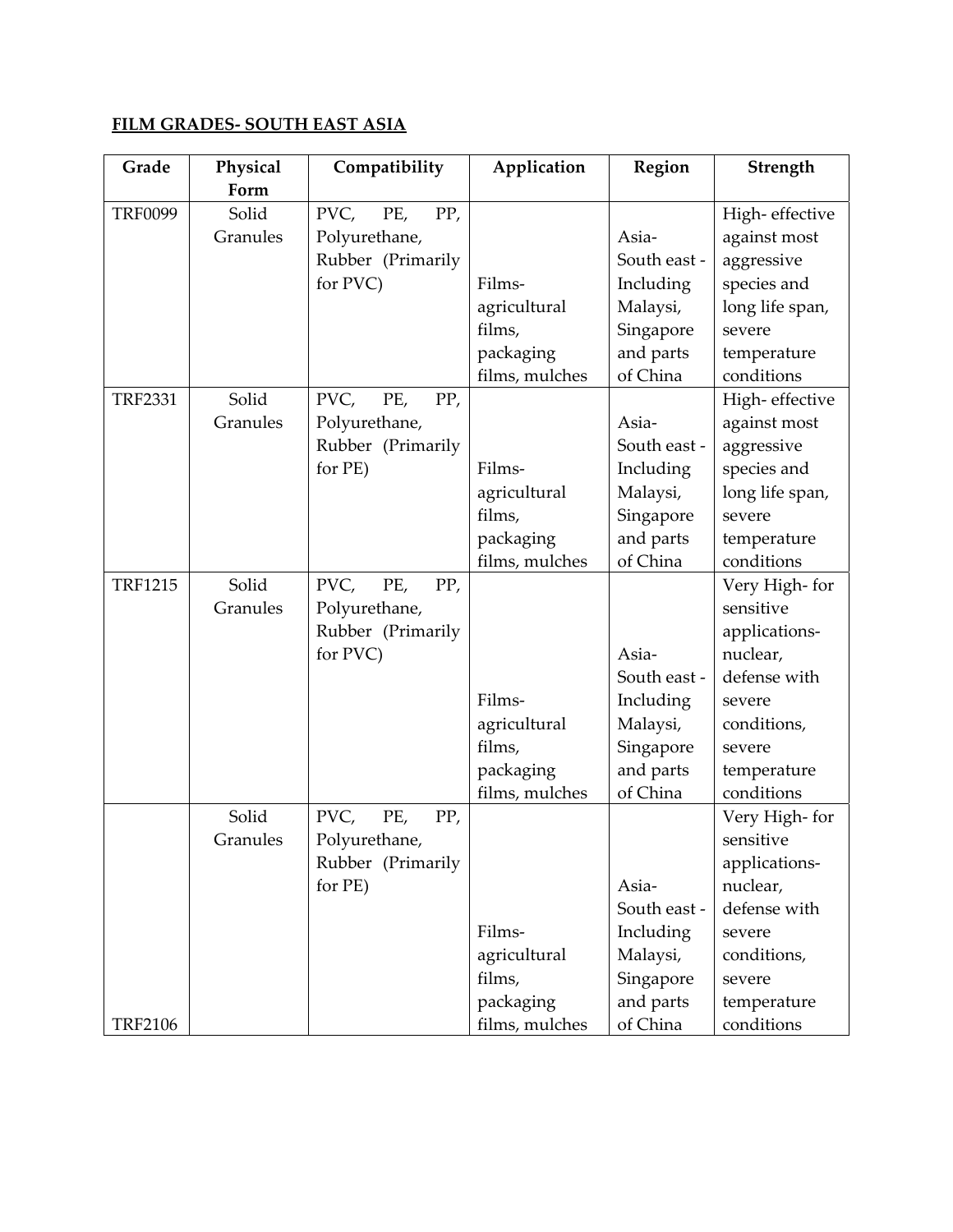**FILM GRADES- SOUTH EAST ASIA**

| Grade | Physical Form | Compatibility | Application | Region | Strength |
|---|---|---|---|---|---|
| TRF0099 | Solid Granules | PVC, PE, PP, Polyurethane, Rubber (Primarily for PVC) | Films- agricultural films, packaging films, mulches | Asia- South east - Including Malaysi, Singapore and parts of China | High- effective against most aggressive species and long life span, severe temperature conditions |
| TRF2331 | Solid Granules | PVC, PE, PP, Polyurethane, Rubber (Primarily for PE) | Films- agricultural films, packaging films, mulches | Asia- South east - Including Malaysi, Singapore and parts of China | High- effective against most aggressive species and long life span, severe temperature conditions |
| TRF1215 | Solid Granules | PVC, PE, PP, Polyurethane, Rubber (Primarily for PVC) | Films- agricultural films, packaging films, mulches | Asia- South east - Including Malaysi, Singapore and parts of China | Very High- for sensitive applications- nuclear, defense with severe conditions, severe temperature conditions |
| TRF2106 | Solid Granules | PVC, PE, PP, Polyurethane, Rubber (Primarily for PE) | Films- agricultural films, packaging films, mulches | Asia- South east - Including Malaysi, Singapore and parts of China | Very High- for sensitive applications- nuclear, defense with severe conditions, severe temperature conditions |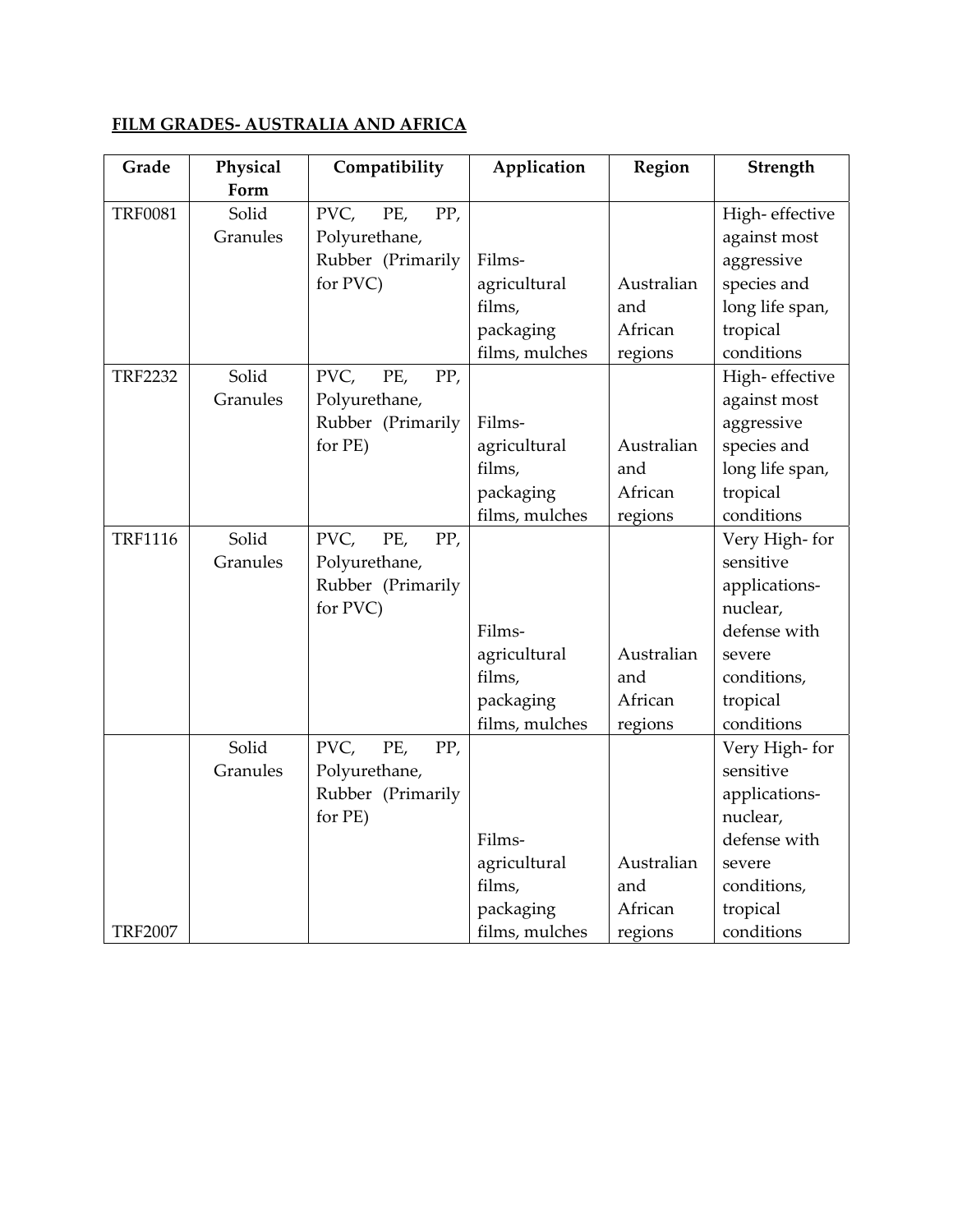**FILM GRADES- AUSTRALIA AND AFRICA**

| Grade | Physical Form | Compatibility | Application | Region | Strength |
|---|---|---|---|---|---|
| TRF0081 | Solid Granules | PVC, PE, PP, Polyurethane, Rubber (Primarily for PVC) | Films- agricultural films, packaging films, mulches | Australian and African regions | High- effective against most aggressive species and long life span, tropical conditions |
| TRF2232 | Solid Granules | PVC, PE, PP, Polyurethane, Rubber (Primarily for PE) | Films- agricultural films, packaging films, mulches | Australian and African regions | High- effective against most aggressive species and long life span, tropical conditions |
| TRF1116 | Solid Granules | PVC, PE, PP, Polyurethane, Rubber (Primarily for PVC) | Films- agricultural films, packaging films, mulches | Australian and African regions | Very High- for sensitive applications- nuclear, defense with severe conditions, tropical conditions |
| TRF2007 | Solid Granules | PVC, PE, PP, Polyurethane, Rubber (Primarily for PE) | Films- agricultural films, packaging films, mulches | Australian and African regions | Very High- for sensitive applications- nuclear, defense with severe conditions, tropical conditions |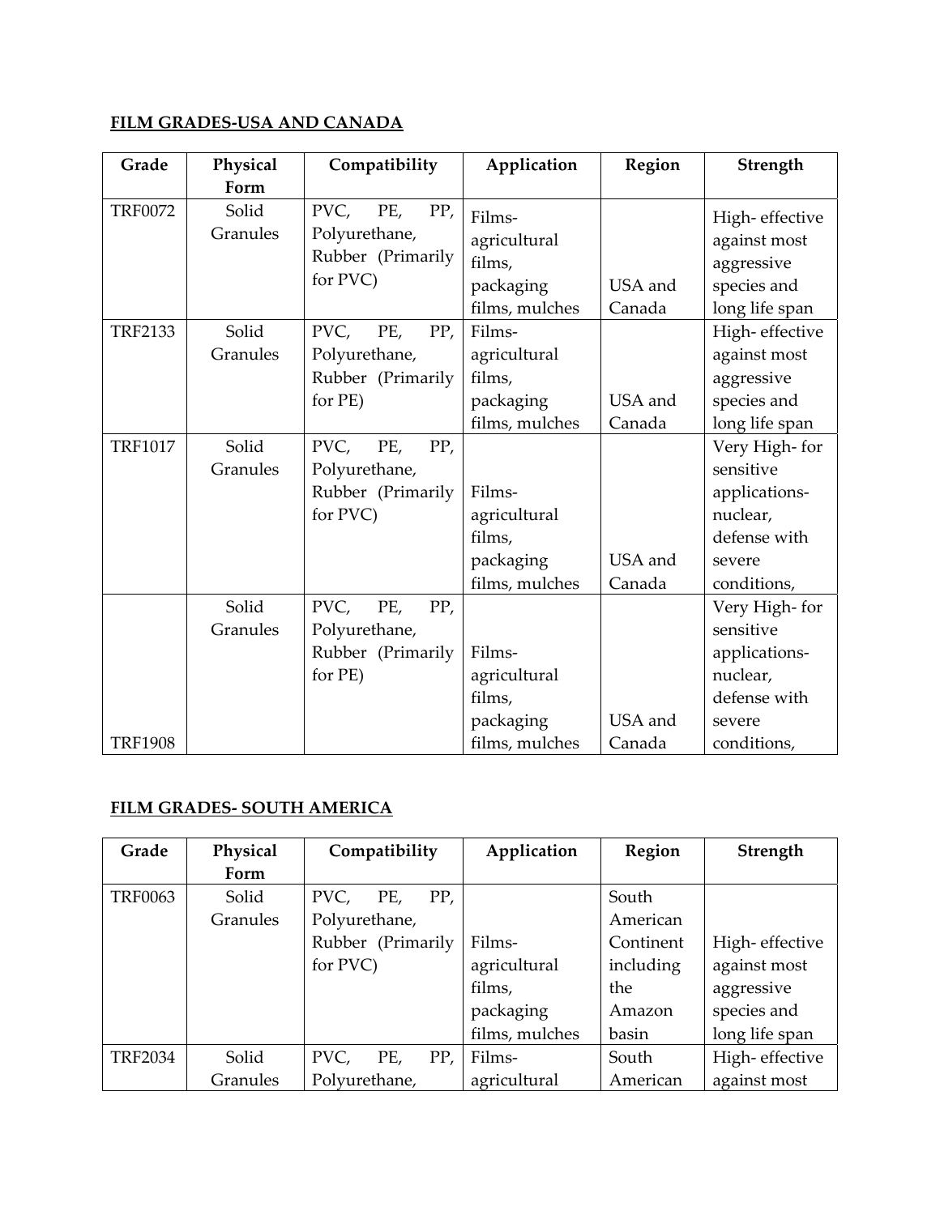**FILM GRADES-USA AND CANADA**

| Grade | Physical Form | Compatibility | Application | Region | Strength |
|---|---|---|---|---|---|
| TRF0072 | Solid Granules | PVC, PE, PP, Polyurethane, Rubber (Primarily for PVC) | Films-agricultural films, packaging films, mulches | USA and Canada | High- effective against most aggressive species and long life span |
| TRF2133 | Solid Granules | PVC, PE, PP, Polyurethane, Rubber (Primarily for PE) | Films-agricultural films, packaging films, mulches | USA and Canada | High- effective against most aggressive species and long life span |
| TRF1017 | Solid Granules | PVC, PE, PP, Polyurethane, Rubber (Primarily for PVC) | Films-agricultural films, packaging films, mulches | USA and Canada | Very High- for sensitive applications-nuclear, defense with severe conditions, |
| TRF1908 | Solid Granules | PVC, PE, PP, Polyurethane, Rubber (Primarily for PE) | Films-agricultural films, packaging films, mulches | USA and Canada | Very High- for sensitive applications-nuclear, defense with severe conditions, |

**FILM GRADES- SOUTH AMERICA**

| Grade | Physical Form | Compatibility | Application | Region | Strength |
|---|---|---|---|---|---|
| TRF0063 | Solid Granules | PVC, PE, PP, Polyurethane, Rubber (Primarily for PVC) | Films-agricultural films, packaging films, mulches | South American Continent including the Amazon basin | High- effective against most aggressive species and long life span |
| TRF2034 | Solid Granules | PVC, PE, PP, Polyurethane, | Films-agricultural | South American | High- effective against most |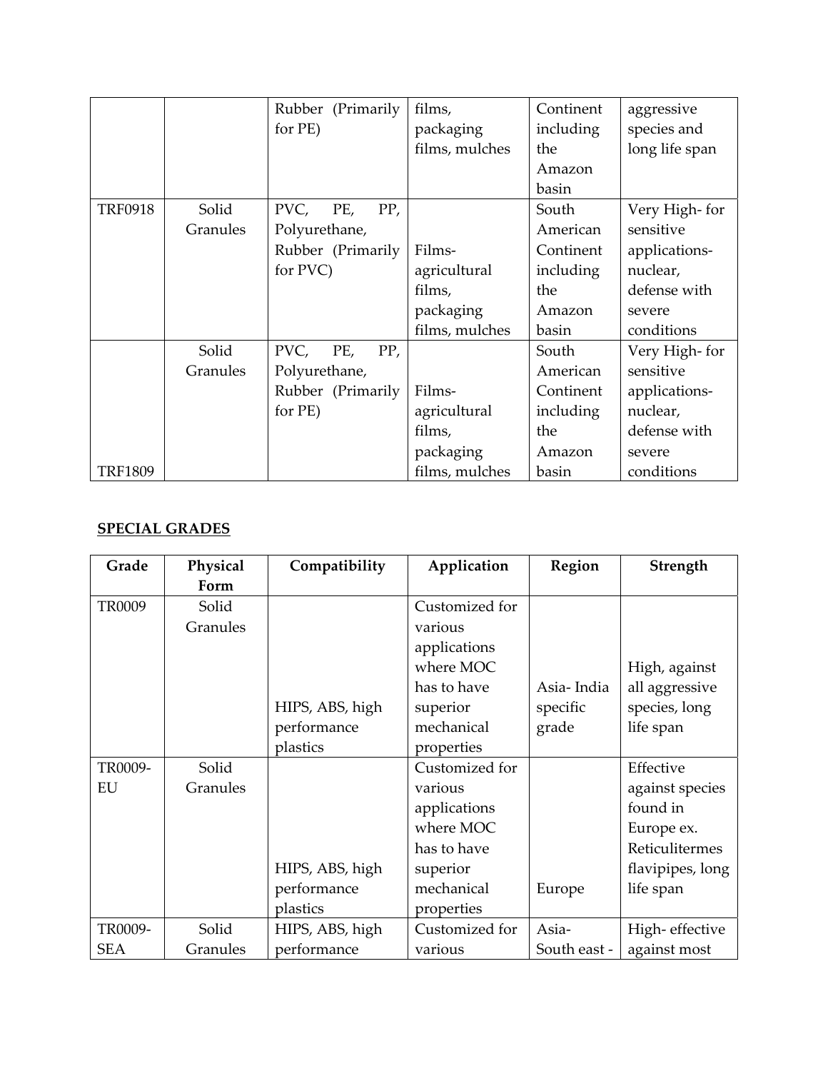| | | | | | |
|---|---|---|---|---|---|
| | | Rubber (Primarily for PE) | films, packaging films, mulches | Continent including the Amazon basin | aggressive species and long life span |
| TRF0918 | Solid Granules | PVC, PE, PP, Polyurethane, Rubber (Primarily for PVC) | Films- agricultural films, packaging films, mulches | South American Continent including the Amazon basin | Very High- for sensitive applications- nuclear, defense with severe conditions |
| TRF1809 | Solid Granules | PVC, PE, PP, Polyurethane, Rubber (Primarily for PE) | Films- agricultural films, packaging films, mulches | South American Continent including the Amazon basin | Very High- for sensitive applications- nuclear, defense with severe conditions |

**SPECIAL GRADES**

| Grade | Physical Form | Compatibility | Application | Region | Strength |
|---|---|---|---|---|---|
| TR0009 | Solid Granules | HIPS, ABS, high performance plastics | Customized for various applications where MOC has to have superior mechanical properties | Asia- India specific grade | High, against all aggressive species, long life span |
| TR0009-EU | Solid Granules | HIPS, ABS, high performance plastics | Customized for various applications where MOC has to have superior mechanical properties | Europe | Effective against species found in Europe ex. Reticulitermes flavipipes, long life span |
| TR0009-SEA | Solid Granules | HIPS, ABS, high performance | Customized for various | Asia- South east - | High- effective against most |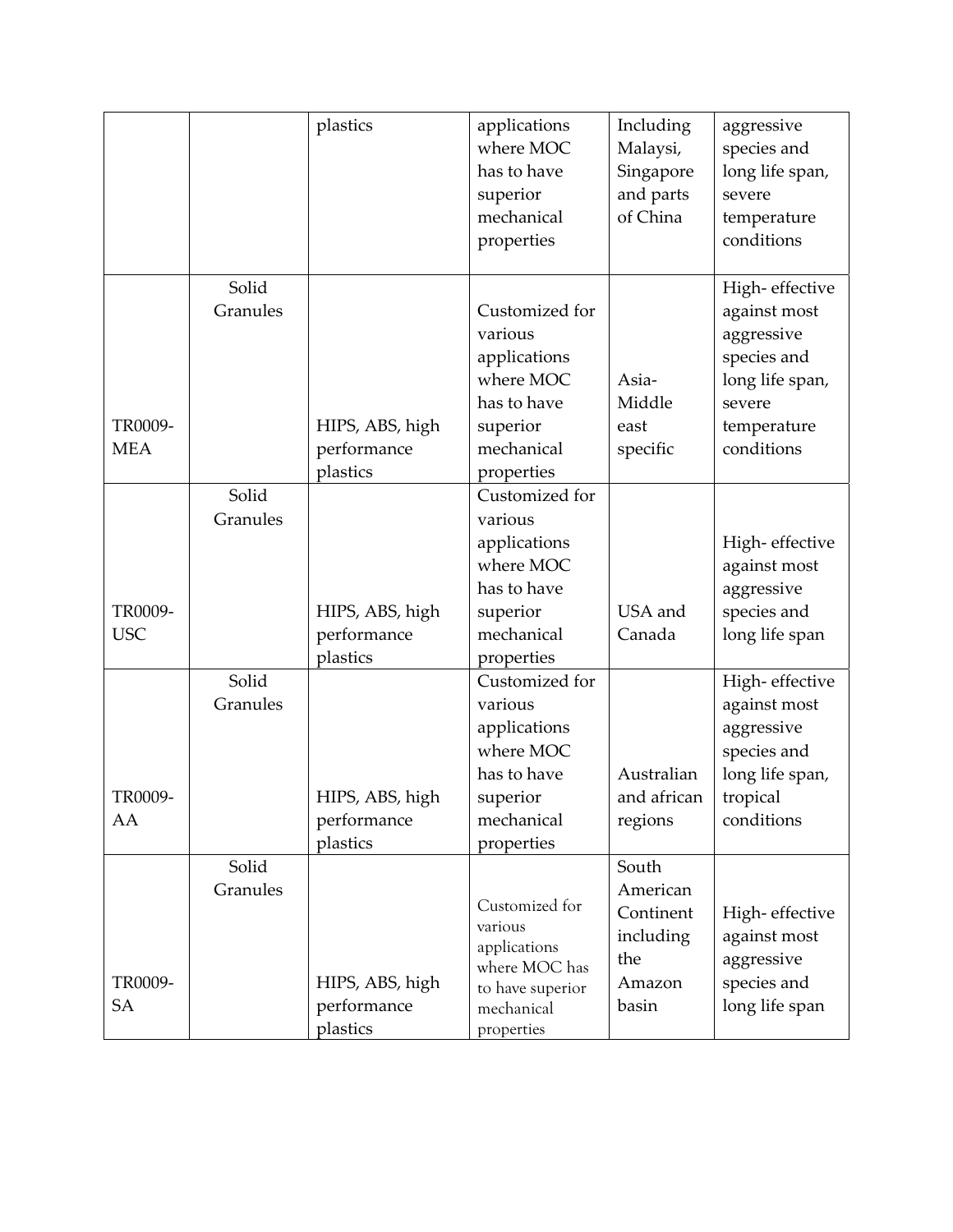| | | plastics | applications where MOC has to have superior mechanical properties | Including Malaysi, Singapore and parts of China | aggressive species and long life span, severe temperature conditions |
|---|---|---|---|---|---|
| TR0009-MEA | Solid Granules | HIPS, ABS, high performance plastics | Customized for various applications where MOC has to have superior mechanical properties | Asia-Middle east specific | High- effective against most aggressive species and long life span, severe temperature conditions |
| TR0009-USC | Solid Granules | HIPS, ABS, high performance plastics | Customized for various applications where MOC has to have superior mechanical properties | USA and Canada | High- effective against most aggressive species and long life span |
| TR0009-AA | Solid Granules | HIPS, ABS, high performance plastics | Customized for various applications where MOC has to have superior mechanical properties | Australian and african regions | High- effective against most aggressive species and long life span, tropical conditions |
| TR0009-SA | Solid Granules | HIPS, ABS, high performance plastics | Customized for various applications where MOC has to have superior mechanical properties | South American Continent including the Amazon basin | High- effective against most aggressive species and long life span |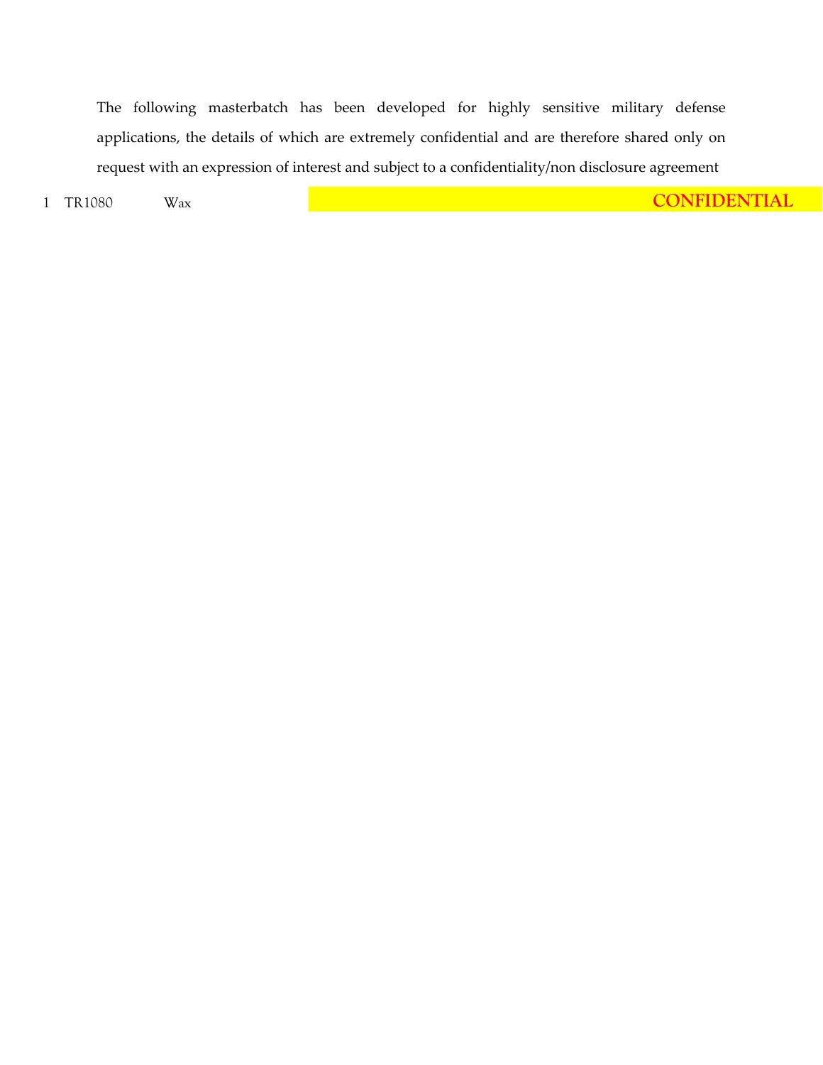The following masterbatch has been developed for highly sensitive military defense applications, the details of which are extremely confidential and are therefore shared only on request with an expression of interest and subject to a confidentiality/non disclosure agreement

| | | | |
|---|---|---|---|
| 1 | TR1080 | Wax | **CONFIDENTIAL** |